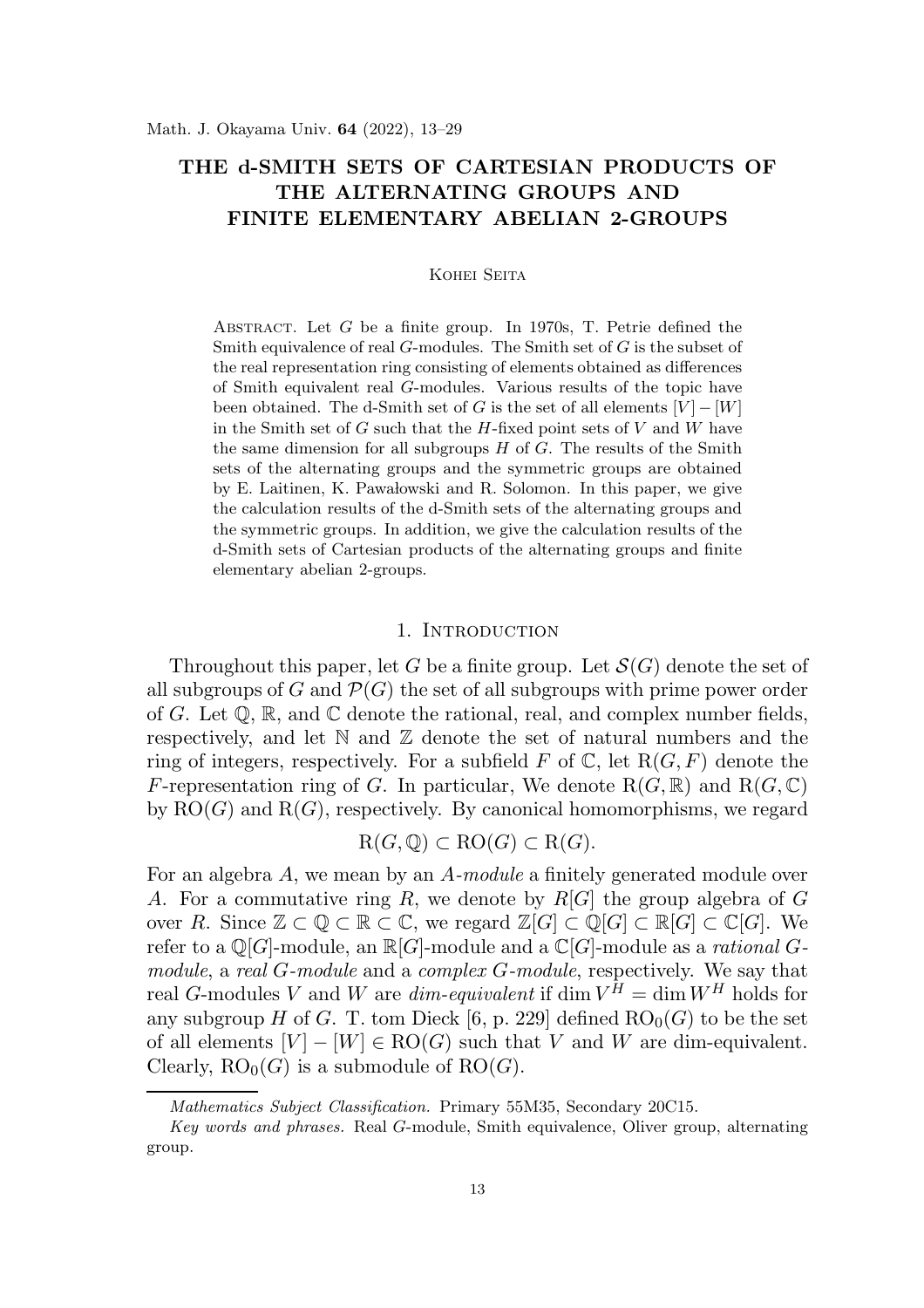# THE d-SMITH SETS OF CARTESIAN PRODUCTS OF THE ALTERNATING GROUPS AND FINITE ELEMENTARY ABELIAN 2-GROUPS

Kohei Seita

Abstract. Let $G$ be a finite group. In 1970s, T. Petrie defined the Smith equivalence of real $G$-modules. The Smith set of $G$ is the subset of the real representation ring consisting of elements obtained as differences of Smith equivalent real $G$-modules. Various results of the topic have been obtained. The d-Smith set of $G$ is the set of all elements $[V]-[W]$ in the Smith set of $G$ such that the $H$-fixed point sets of $V$ and $W$ have the same dimension for all subgroups $H$ of $G$. The results of the Smith sets of the alternating groups and the symmetric groups are obtained by E. Laitinen, K. Pawałowski and R. Solomon. In this paper, we give the calculation results of the d-Smith sets of the alternating groups and the symmetric groups. In addition, we give the calculation results of the d-Smith sets of Cartesian products of the alternating groups and finite elementary abelian 2-groups.

## 1. Introduction

Throughout this paper, let $G$ be a finite group. Let $\mathcal{S}(G)$ denote the set of all subgroups of $G$ and $\mathcal{P}(G)$ the set of all subgroups with prime power order of $G$. Let $\mathbb{Q}$, $\mathbb{R}$, and $\mathbb{C}$ denote the rational, real, and complex number fields, respectively, and let $\mathbb{N}$ and $\mathbb{Z}$ denote the set of natural numbers and the ring of integers, respectively. For a subfield $F$ of $\mathbb{C}$, let $\mathrm{R}(G,F)$ denote the $F$-representation ring of $G$. In particular, We denote $\mathrm{R}(G,\mathbb{R})$ and $\mathrm{R}(G,\mathbb{C})$ by $\mathrm{RO}(G)$ and $\mathrm{R}(G)$, respectively. By canonical homomorphisms, we regard

$$\mathrm{R}(G,\mathbb{Q}) \subset \mathrm{RO}(G) \subset \mathrm{R}(G).$$

For an algebra $A$, we mean by an *$A$-module* a finitely generated module over $A$. For a commutative ring $R$, we denote by $R[G]$ the group algebra of $G$ over $R$. Since $\mathbb{Z} \subset \mathbb{Q} \subset \mathbb{R} \subset \mathbb{C}$, we regard $\mathbb{Z}[G] \subset \mathbb{Q}[G] \subset \mathbb{R}[G] \subset \mathbb{C}[G]$. We refer to a $\mathbb{Q}[G]$-module, an $\mathbb{R}[G]$-module and a $\mathbb{C}[G]$-module as a *rational $G$-module*, a *real $G$-module* and a *complex $G$-module*, respectively. We say that real $G$-modules $V$ and $W$ are *dim-equivalent* if $\dim V^H = \dim W^H$ holds for any subgroup $H$ of $G$. T. tom Dieck [6, p. 229] defined $\mathrm{RO}_0(G)$ to be the set of all elements $[V]-[W] \in \mathrm{RO}(G)$ such that $V$ and $W$ are dim-equivalent. Clearly, $\mathrm{RO}_0(G)$ is a submodule of $\mathrm{RO}(G)$.

---

*Mathematics Subject Classification.* Primary 55M35, Secondary 20C15.

*Key words and phrases.* Real $G$-module, Smith equivalence, Oliver group, alternating group.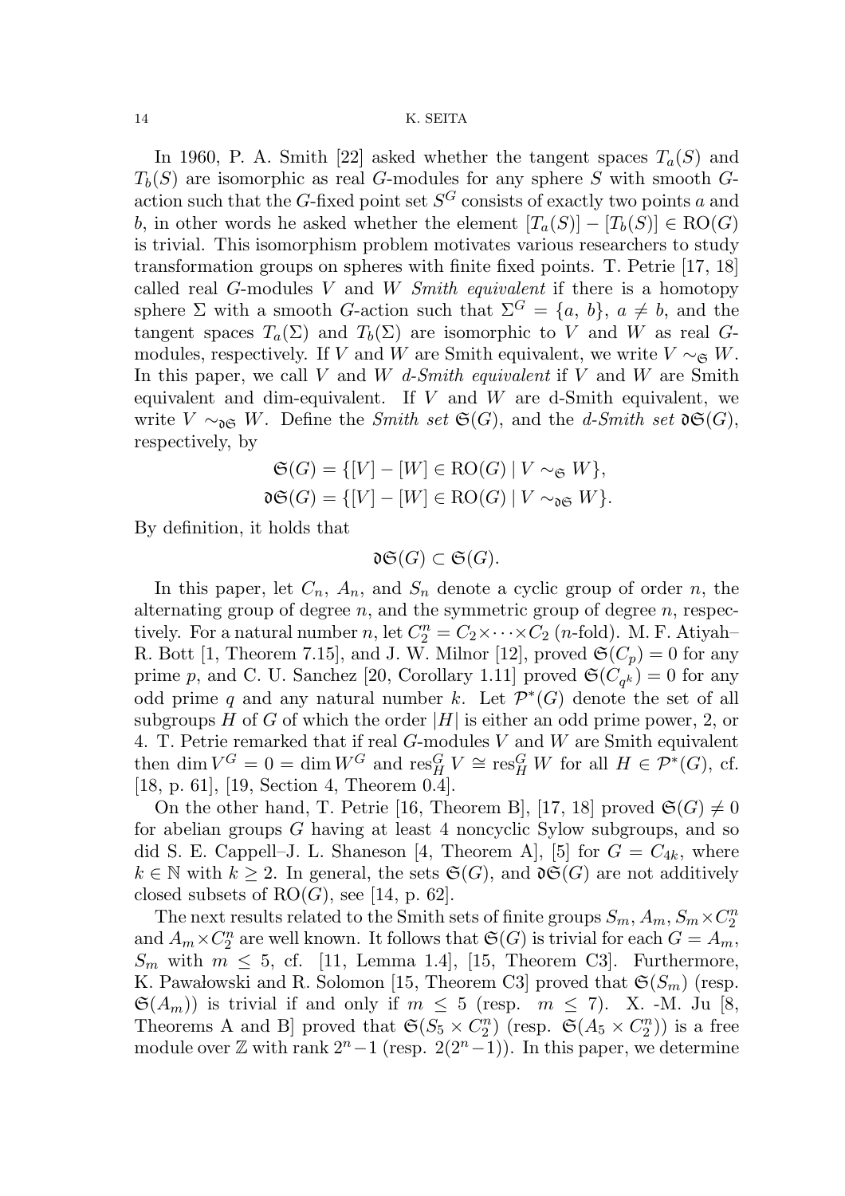In 1960, P. A. Smith [22] asked whether the tangent spaces $T_a(S)$ and $T_b(S)$ are isomorphic as real $G$-modules for any sphere $S$ with smooth $G$-action such that the $G$-fixed point set $S^G$ consists of exactly two points $a$ and $b$, in other words he asked whether the element $[T_a(S)] - [T_b(S)] \in \mathrm{RO}(G)$ is trivial. This isomorphism problem motivates various researchers to study transformation groups on spheres with finite fixed points. T. Petrie [17, 18] called real $G$-modules $V$ and $W$ *Smith equivalent* if there is a homotopy sphere $\Sigma$ with a smooth $G$-action such that $\Sigma^G = \{a,\ b\}$, $a \neq b$, and the tangent spaces $T_a(\Sigma)$ and $T_b(\Sigma)$ are isomorphic to $V$ and $W$ as real $G$-modules, respectively. If $V$ and $W$ are Smith equivalent, we write $V \sim_{\mathfrak{S}} W$. In this paper, we call $V$ and $W$ *d-Smith equivalent* if $V$ and $W$ are Smith equivalent and dim-equivalent. If $V$ and $W$ are d-Smith equivalent, we write $V \sim_{\mathfrak{dS}} W$. Define the *Smith set* $\mathfrak{S}(G)$, and the *d-Smith set* $\mathfrak{dS}(G)$, respectively, by

$$\mathfrak{S}(G) = \{[V] - [W] \in \mathrm{RO}(G) \mid V \sim_{\mathfrak{S}} W\},$$
$$\mathfrak{dS}(G) = \{[V] - [W] \in \mathrm{RO}(G) \mid V \sim_{\mathfrak{dS}} W\}.$$

By definition, it holds that

$$\mathfrak{dS}(G) \subset \mathfrak{S}(G).$$

In this paper, let $C_n$, $A_n$, and $S_n$ denote a cyclic group of order $n$, the alternating group of degree $n$, and the symmetric group of degree $n$, respectively. For a natural number $n$, let $C_2^n = C_2 \times \cdots \times C_2$ ($n$-fold). M. F. Atiyah–R. Bott [1, Theorem 7.15], and J. W. Milnor [12], proved $\mathfrak{S}(C_p) = 0$ for any prime $p$, and C. U. Sanchez [20, Corollary 1.11] proved $\mathfrak{S}(C_{q^k}) = 0$ for any odd prime $q$ and any natural number $k$. Let $\mathcal{P}^*(G)$ denote the set of all subgroups $H$ of $G$ of which the order $|H|$ is either an odd prime power, 2, or 4. T. Petrie remarked that if real $G$-modules $V$ and $W$ are Smith equivalent then $\dim V^G = 0 = \dim W^G$ and $\mathrm{res}^G_H V \cong \mathrm{res}^G_H W$ for all $H \in \mathcal{P}^*(G)$, cf. [18, p. 61], [19, Section 4, Theorem 0.4].

On the other hand, T. Petrie [16, Theorem B], [17, 18] proved $\mathfrak{S}(G) \neq 0$ for abelian groups $G$ having at least 4 noncyclic Sylow subgroups, and so did S. E. Cappell–J. L. Shaneson [4, Theorem A], [5] for $G = C_{4k}$, where $k \in \mathbb{N}$ with $k \geq 2$. In general, the sets $\mathfrak{S}(G)$, and $\mathfrak{dS}(G)$ are not additively closed subsets of $\mathrm{RO}(G)$, see [14, p. 62].

The next results related to the Smith sets of finite groups $S_m, A_m, S_m \times C_2^n$ and $A_m \times C_2^n$ are well known. It follows that $\mathfrak{S}(G)$ is trivial for each $G = A_m$, $S_m$ with $m \leq 5$, cf. [11, Lemma 1.4], [15, Theorem C3]. Furthermore, K. Pawałowski and R. Solomon [15, Theorem C3] proved that $\mathfrak{S}(S_m)$ (resp. $\mathfrak{S}(A_m)$) is trivial if and only if $m \leq 5$ (resp. $m \leq 7$). X. -M. Ju [8, Theorems A and B] proved that $\mathfrak{S}(S_5 \times C_2^n)$ (resp. $\mathfrak{S}(A_5 \times C_2^n)$) is a free module over $\mathbb{Z}$ with rank $2^n - 1$ (resp. $2(2^n - 1)$). In this paper, we determine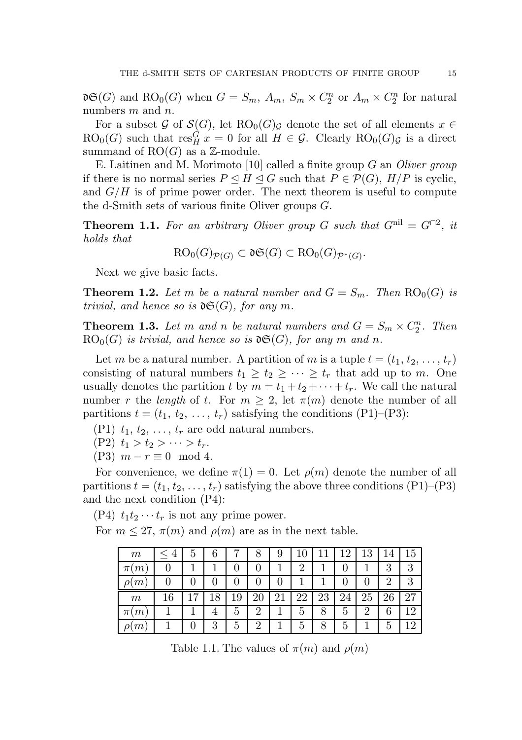$\mathfrak{dS}(G)$ and $\mathrm{RO}_0(G)$ when $G = S_m$, $A_m$, $S_m \times C_2^n$ or $A_m \times C_2^n$ for natural numbers $m$ and $n$.

For a subset $\mathcal{G}$ of $\mathcal{S}(G)$, let $\mathrm{RO}_0(G)_{\mathcal{G}}$ denote the set of all elements $x \in \mathrm{RO}_0(G)$ such that $\mathrm{res}^G_H\, x = 0$ for all $H \in \mathcal{G}$. Clearly $\mathrm{RO}_0(G)_{\mathcal{G}}$ is a direct summand of $\mathrm{RO}(G)$ as a $\mathbb{Z}$-module.

E. Laitinen and M. Morimoto [10] called a finite group $G$ an *Oliver group* if there is no normal series $P \trianglelefteq H \trianglelefteq G$ such that $P \in \mathcal{P}(G)$, $H/P$ is cyclic, and $G/H$ is of prime power order. The next theorem is useful to compute the d-Smith sets of various finite Oliver groups $G$.

**Theorem 1.1.** *For an arbitrary Oliver group $G$ such that $G^{\mathrm{nil}} = G^{\cap 2}$, it holds that*

$$\mathrm{RO}_0(G)_{\mathcal{P}(G)} \subset \mathfrak{dS}(G) \subset \mathrm{RO}_0(G)_{\mathcal{P}^*(G)}.$$

Next we give basic facts.

**Theorem 1.2.** *Let $m$ be a natural number and $G = S_m$. Then $\mathrm{RO}_0(G)$ is trivial, and hence so is $\mathfrak{dS}(G)$, for any $m$.*

**Theorem 1.3.** *Let $m$ and $n$ be natural numbers and $G = S_m \times C_2^n$. Then $\mathrm{RO}_0(G)$ is trivial, and hence so is $\mathfrak{dS}(G)$, for any $m$ and $n$.*

Let $m$ be a natural number. A partition of $m$ is a tuple $t = (t_1, t_2, \ldots, t_r)$ consisting of natural numbers $t_1 \geq t_2 \geq \cdots \geq t_r$ that add up to $m$. One usually denotes the partition $t$ by $m = t_1 + t_2 + \cdots + t_r$. We call the natural number $r$ the *length* of $t$. For $m \geq 2$, let $\pi(m)$ denote the number of all partitions $t = (t_1, t_2, \ldots, t_r)$ satisfying the conditions (P1)–(P3):

(P1) $t_1, t_2, \ldots, t_r$ are odd natural numbers.

(P2) $t_1 > t_2 > \cdots > t_r$.

(P3) $m - r \equiv 0 \mod 4$.

For convenience, we define $\pi(1) = 0$. Let $\rho(m)$ denote the number of all partitions $t = (t_1, t_2, \ldots, t_r)$ satisfying the above three conditions (P1)–(P3) and the next condition (P4):

(P4) $t_1 t_2 \cdots t_r$ is not any prime power.

For $m \leq 27$, $\pi(m)$ and $\rho(m)$ are as in the next table.

| $m$ | $\leq 4$ | 5 | 6 | 7 | 8 | 9 | 10 | 11 | 12 | 13 | 14 | 15 |
|---|---|---|---|---|---|---|---|---|---|---|---|---|
| $\pi(m)$ | 0 | 1 | 1 | 0 | 0 | 1 | 2 | 1 | 0 | 1 | 3 | 3 |
| $\rho(m)$ | 0 | 0 | 0 | 0 | 0 | 0 | 1 | 1 | 0 | 0 | 2 | 3 |
| $m$ | 16 | 17 | 18 | 19 | 20 | 21 | 22 | 23 | 24 | 25 | 26 | 27 |
| $\pi(m)$ | 1 | 1 | 4 | 5 | 2 | 1 | 5 | 8 | 5 | 2 | 6 | 12 |
| $\rho(m)$ | 1 | 0 | 3 | 5 | 2 | 1 | 5 | 8 | 5 | 1 | 5 | 12 |

Table 1.1. The values of $\pi(m)$ and $\rho(m)$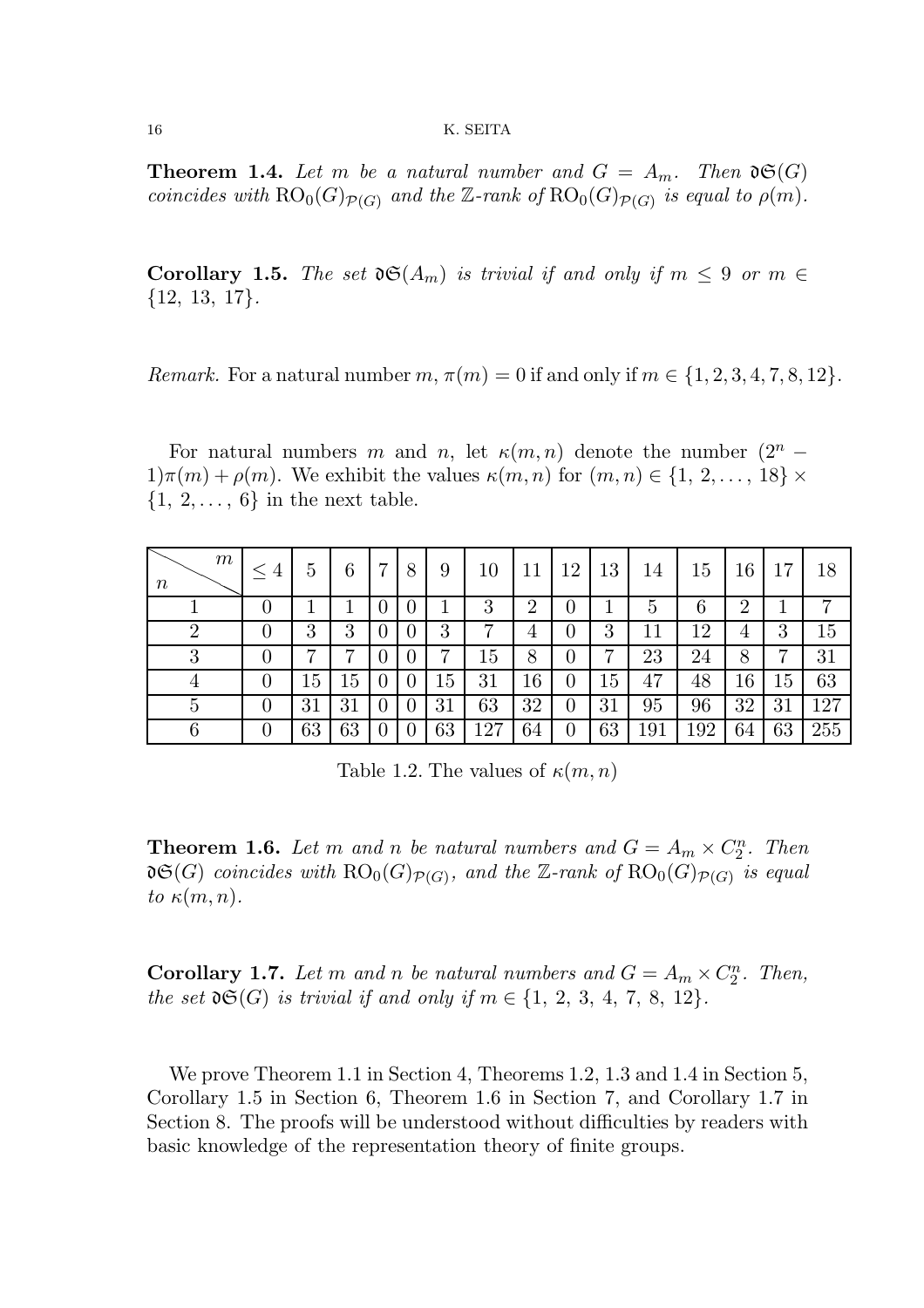**Theorem 1.4.** *Let $m$ be a natural number and $G = A_m$. Then $\mathfrak{dS}(G)$ coincides with $\mathrm{RO}_0(G)_{\mathcal{P}(G)}$ and the $\mathbb{Z}$-rank of $\mathrm{RO}_0(G)_{\mathcal{P}(G)}$ is equal to $\rho(m)$.*

**Corollary 1.5.** *The set $\mathfrak{dS}(A_m)$ is trivial if and only if $m \leq 9$ or $m \in \{12, 13, 17\}$.*

*Remark.* For a natural number $m$, $\pi(m) = 0$ if and only if $m \in \{1, 2, 3, 4, 7, 8, 12\}$.

For natural numbers $m$ and $n$, let $\kappa(m, n)$ denote the number $(2^n - 1)\pi(m) + \rho(m)$. We exhibit the values $\kappa(m, n)$ for $(m, n) \in \{1, 2, \ldots, 18\} \times \{1, 2, \ldots, 6\}$ in the next table.

| $n$ \ $m$ | $\leq 4$ | 5 | 6 | 7 | 8 | 9 | 10 | 11 | 12 | 13 | 14 | 15 | 16 | 17 | 18 |
|---|---|---|---|---|---|---|---|---|---|---|---|---|---|---|---|
| 1 | 0 | 1 | 1 | 0 | 0 | 1 | 3 | 2 | 0 | 1 | 5 | 6 | 2 | 1 | 7 |
| 2 | 0 | 3 | 3 | 0 | 0 | 3 | 7 | 4 | 0 | 3 | 11 | 12 | 4 | 3 | 15 |
| 3 | 0 | 7 | 7 | 0 | 0 | 7 | 15 | 8 | 0 | 7 | 23 | 24 | 8 | 7 | 31 |
| 4 | 0 | 15 | 15 | 0 | 0 | 15 | 31 | 16 | 0 | 15 | 47 | 48 | 16 | 15 | 63 |
| 5 | 0 | 31 | 31 | 0 | 0 | 31 | 63 | 32 | 0 | 31 | 95 | 96 | 32 | 31 | 127 |
| 6 | 0 | 63 | 63 | 0 | 0 | 63 | 127 | 64 | 0 | 63 | 191 | 192 | 64 | 63 | 255 |

Table 1.2. The values of $\kappa(m, n)$

**Theorem 1.6.** *Let $m$ and $n$ be natural numbers and $G = A_m \times C_2^n$. Then $\mathfrak{dS}(G)$ coincides with $\mathrm{RO}_0(G)_{\mathcal{P}(G)}$, and the $\mathbb{Z}$-rank of $\mathrm{RO}_0(G)_{\mathcal{P}(G)}$ is equal to $\kappa(m, n)$.*

**Corollary 1.7.** *Let $m$ and $n$ be natural numbers and $G = A_m \times C_2^n$. Then, the set $\mathfrak{dS}(G)$ is trivial if and only if $m \in \{1, 2, 3, 4, 7, 8, 12\}$.*

We prove Theorem 1.1 in Section 4, Theorems 1.2, 1.3 and 1.4 in Section 5, Corollary 1.5 in Section 6, Theorem 1.6 in Section 7, and Corollary 1.7 in Section 8. The proofs will be understood without difficulties by readers with basic knowledge of the representation theory of finite groups.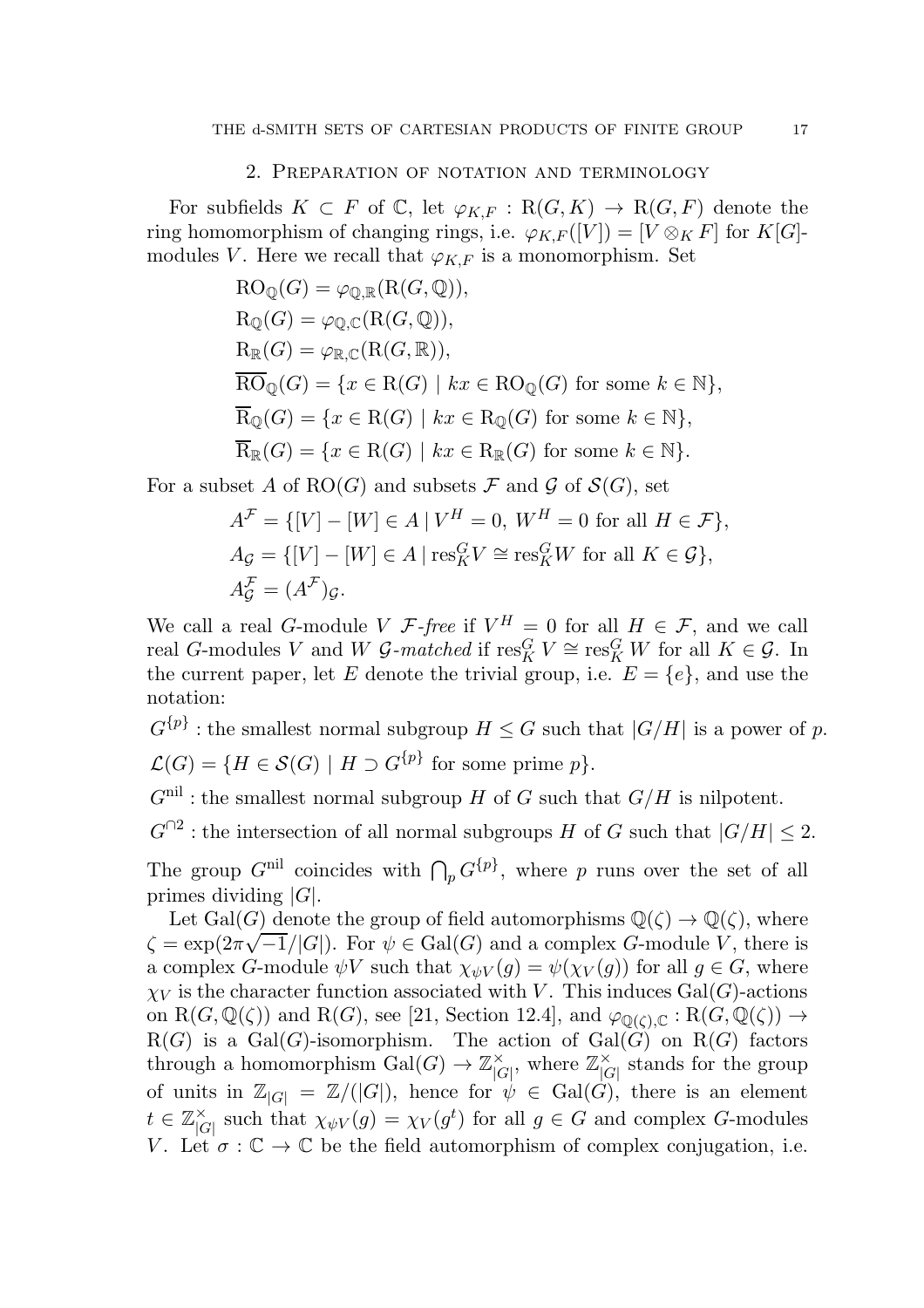## 2. Preparation of notation and terminology

For subfields $K \subset F$ of $\mathbb{C}$, let $\varphi_{K,F} : \mathrm{R}(G, K) \to \mathrm{R}(G, F)$ denote the ring homomorphism of changing rings, i.e. $\varphi_{K,F}([V]) = [V \otimes_K F]$ for $K[G]$-modules $V$. Here we recall that $\varphi_{K,F}$ is a monomorphism. Set

$$
\begin{aligned}
&\mathrm{RO}_{\mathbb{Q}}(G) = \varphi_{\mathbb{Q},\mathbb{R}}(\mathrm{R}(G, \mathbb{Q})),\\
&\mathrm{R}_{\mathbb{Q}}(G) = \varphi_{\mathbb{Q},\mathbb{C}}(\mathrm{R}(G, \mathbb{Q})),\\
&\mathrm{R}_{\mathbb{R}}(G) = \varphi_{\mathbb{R},\mathbb{C}}(\mathrm{R}(G, \mathbb{R})),\\
&\overline{\mathrm{RO}}_{\mathbb{Q}}(G) = \{x \in \mathrm{R}(G) \mid kx \in \mathrm{RO}_{\mathbb{Q}}(G) \text{ for some } k \in \mathbb{N}\},\\
&\overline{\mathrm{R}}_{\mathbb{Q}}(G) = \{x \in \mathrm{R}(G) \mid kx \in \mathrm{R}_{\mathbb{Q}}(G) \text{ for some } k \in \mathbb{N}\},\\
&\overline{\mathrm{R}}_{\mathbb{R}}(G) = \{x \in \mathrm{R}(G) \mid kx \in \mathrm{R}_{\mathbb{R}}(G) \text{ for some } k \in \mathbb{N}\}.
\end{aligned}
$$

For a subset $A$ of $\mathrm{RO}(G)$ and subsets $\mathcal{F}$ and $\mathcal{G}$ of $\mathcal{S}(G)$, set

$$
\begin{aligned}
&A^{\mathcal{F}} = \{[V] - [W] \in A \mid V^H = 0,\ W^H = 0 \text{ for all } H \in \mathcal{F}\},\\
&A_{\mathcal{G}} = \{[V] - [W] \in A \mid \mathrm{res}^G_K V \cong \mathrm{res}^G_K W \text{ for all } K \in \mathcal{G}\},\\
&A^{\mathcal{F}}_{\mathcal{G}} = (A^{\mathcal{F}})_{\mathcal{G}}.
\end{aligned}
$$

We call a real $G$-module $V$ *$\mathcal{F}$-free* if $V^H = 0$ for all $H \in \mathcal{F}$, and we call real $G$-modules $V$ and $W$ *$\mathcal{G}$-matched* if $\mathrm{res}^G_K V \cong \mathrm{res}^G_K W$ for all $K \in \mathcal{G}$. In the current paper, let $E$ denote the trivial group, i.e. $E = \{e\}$, and use the notation:

$G^{\{p\}}$ : the smallest normal subgroup $H \leq G$ such that $|G/H|$ is a power of $p$.

$\mathcal{L}(G) = \{H \in \mathcal{S}(G) \mid H \supset G^{\{p\}} \text{ for some prime } p\}$.

$G^{\mathrm{nil}}$ : the smallest normal subgroup $H$ of $G$ such that $G/H$ is nilpotent.

$G^{\cap 2}$ : the intersection of all normal subgroups $H$ of $G$ such that $|G/H| \leq 2$.

The group $G^{\mathrm{nil}}$ coincides with $\bigcap_p G^{\{p\}}$, where $p$ runs over the set of all primes dividing $|G|$.

Let $\mathrm{Gal}(G)$ denote the group of field automorphisms $\mathbb{Q}(\zeta) \to \mathbb{Q}(\zeta)$, where $\zeta = \exp(2\pi\sqrt{-1}/|G|)$. For $\psi \in \mathrm{Gal}(G)$ and a complex $G$-module $V$, there is a complex $G$-module $\psi V$ such that $\chi_{\psi V}(g) = \psi(\chi_V(g))$ for all $g \in G$, where $\chi_V$ is the character function associated with $V$. This induces $\mathrm{Gal}(G)$-actions on $\mathrm{R}(G, \mathbb{Q}(\zeta))$ and $\mathrm{R}(G)$, see [21, Section 12.4], and $\varphi_{\mathbb{Q}(\zeta),\mathbb{C}} : \mathrm{R}(G, \mathbb{Q}(\zeta)) \to \mathrm{R}(G)$ is a $\mathrm{Gal}(G)$-isomorphism. The action of $\mathrm{Gal}(G)$ on $\mathrm{R}(G)$ factors through a homomorphism $\mathrm{Gal}(G) \to \mathbb{Z}^\times_{|G|}$, where $\mathbb{Z}^\times_{|G|}$ stands for the group of units in $\mathbb{Z}_{|G|} = \mathbb{Z}/(|G|)$, hence for $\psi \in \mathrm{Gal}(G)$, there is an element $t \in \mathbb{Z}^\times_{|G|}$ such that $\chi_{\psi V}(g) = \chi_V(g^t)$ for all $g \in G$ and complex $G$-modules $V$. Let $\sigma : \mathbb{C} \to \mathbb{C}$ be the field automorphism of complex conjugation, i.e.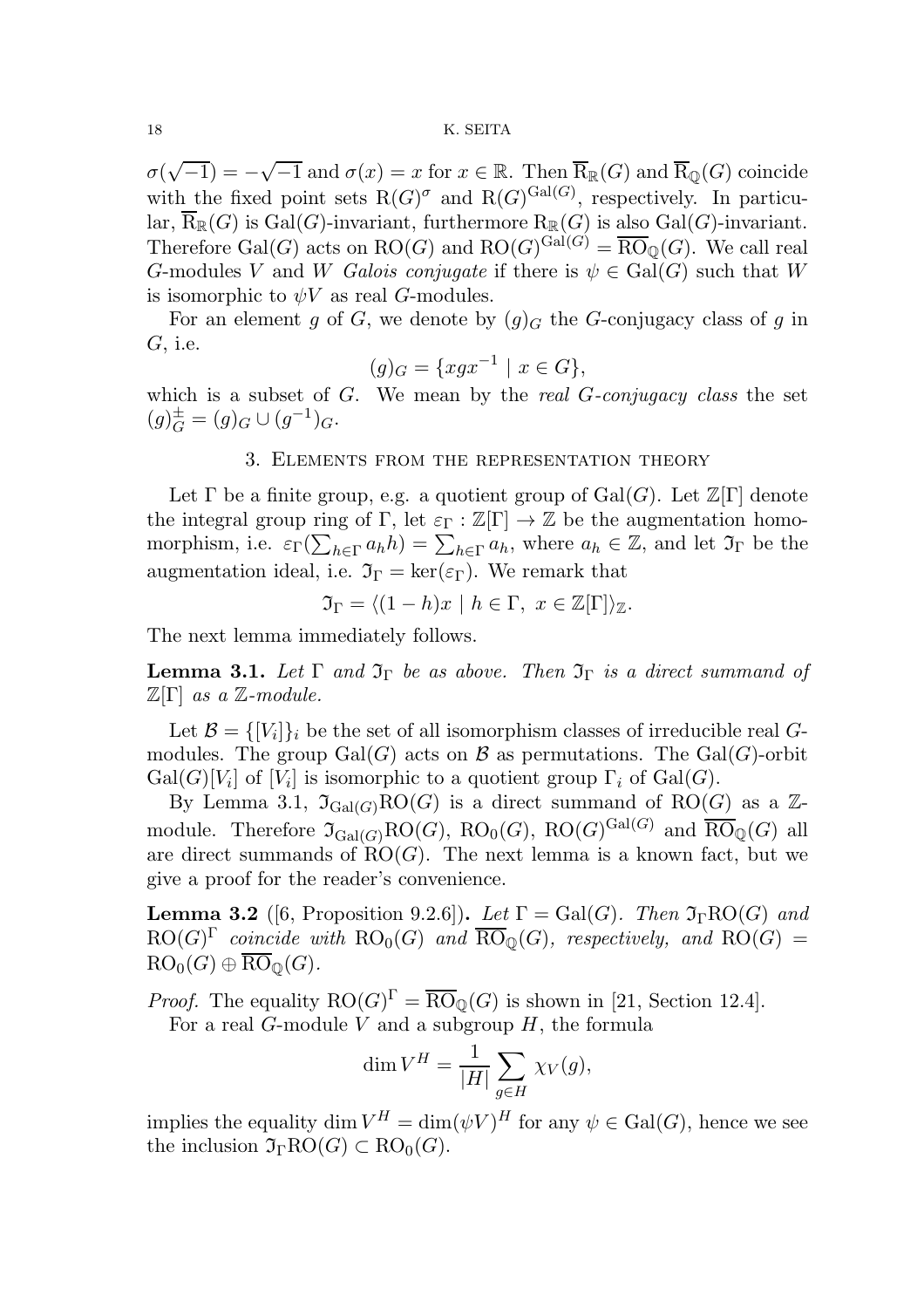$\sigma(\sqrt{-1}) = -\sqrt{-1}$ and $\sigma(x) = x$ for $x \in \mathbb{R}$. Then $\overline{\mathrm{R}}_{\mathbb{R}}(G)$ and $\overline{\mathrm{R}}_{\mathbb{Q}}(G)$ coincide with the fixed point sets $\mathrm{R}(G)^{\sigma}$ and $\mathrm{R}(G)^{\mathrm{Gal}(G)}$, respectively. In particular, $\overline{\mathrm{R}}_{\mathbb{R}}(G)$ is $\mathrm{Gal}(G)$-invariant, furthermore $\mathrm{R}_{\mathbb{R}}(G)$ is also $\mathrm{Gal}(G)$-invariant. Therefore $\mathrm{Gal}(G)$ acts on $\mathrm{RO}(G)$ and $\mathrm{RO}(G)^{\mathrm{Gal}(G)} = \overline{\mathrm{RO}}_{\mathbb{Q}}(G)$. We call real $G$-modules $V$ and $W$ *Galois conjugate* if there is $\psi \in \mathrm{Gal}(G)$ such that $W$ is isomorphic to $\psi V$ as real $G$-modules.

For an element $g$ of $G$, we denote by $(g)_G$ the $G$-conjugacy class of $g$ in $G$, i.e.

$$(g)_G = \{xgx^{-1} \mid x \in G\},$$

which is a subset of $G$. We mean by the *real $G$-conjugacy class* the set $(g)_G^{\pm} = (g)_G \cup (g^{-1})_G$.

## 3. Elements from the representation theory

Let $\Gamma$ be a finite group, e.g. a quotient group of $\mathrm{Gal}(G)$. Let $\mathbb{Z}[\Gamma]$ denote the integral group ring of $\Gamma$, let $\varepsilon_\Gamma : \mathbb{Z}[\Gamma] \to \mathbb{Z}$ be the augmentation homomorphism, i.e. $\varepsilon_\Gamma(\sum_{h \in \Gamma} a_h h) = \sum_{h \in \Gamma} a_h$, where $a_h \in \mathbb{Z}$, and let $\mathfrak{I}_\Gamma$ be the augmentation ideal, i.e. $\mathfrak{I}_\Gamma = \ker(\varepsilon_\Gamma)$. We remark that

$$\mathfrak{I}_\Gamma = \langle (1-h)x \mid h \in \Gamma,\ x \in \mathbb{Z}[\Gamma] \rangle_{\mathbb{Z}}.$$

The next lemma immediately follows.

**Lemma 3.1.** *Let $\Gamma$ and $\mathfrak{I}_\Gamma$ be as above. Then $\mathfrak{I}_\Gamma$ is a direct summand of $\mathbb{Z}[\Gamma]$ as a $\mathbb{Z}$-module.*

Let $\mathcal{B} = \{[V_i]\}_i$ be the set of all isomorphism classes of irreducible real $G$-modules. The group $\mathrm{Gal}(G)$ acts on $\mathcal{B}$ as permutations. The $\mathrm{Gal}(G)$-orbit $\mathrm{Gal}(G)[V_i]$ of $[V_i]$ is isomorphic to a quotient group $\Gamma_i$ of $\mathrm{Gal}(G)$.

By Lemma 3.1, $\mathfrak{I}_{\mathrm{Gal}(G)}\mathrm{RO}(G)$ is a direct summand of $\mathrm{RO}(G)$ as a $\mathbb{Z}$-module. Therefore $\mathfrak{I}_{\mathrm{Gal}(G)}\mathrm{RO}(G)$, $\mathrm{RO}_0(G)$, $\mathrm{RO}(G)^{\mathrm{Gal}(G)}$ and $\overline{\mathrm{RO}}_{\mathbb{Q}}(G)$ all are direct summands of $\mathrm{RO}(G)$. The next lemma is a known fact, but we give a proof for the reader's convenience.

**Lemma 3.2** ([6, Proposition 9.2.6])**.** *Let $\Gamma = \mathrm{Gal}(G)$. Then $\mathfrak{I}_\Gamma\mathrm{RO}(G)$ and $\mathrm{RO}(G)^\Gamma$ coincide with $\mathrm{RO}_0(G)$ and $\overline{\mathrm{RO}}_{\mathbb{Q}}(G)$, respectively, and $\mathrm{RO}(G) = \mathrm{RO}_0(G) \oplus \overline{\mathrm{RO}}_{\mathbb{Q}}(G)$.*

*Proof.* The equality $\mathrm{RO}(G)^\Gamma = \overline{\mathrm{RO}}_{\mathbb{Q}}(G)$ is shown in [21, Section 12.4].

For a real $G$-module $V$ and a subgroup $H$, the formula

$$\dim V^H = \frac{1}{|H|} \sum_{g \in H} \chi_V(g),$$

implies the equality $\dim V^H = \dim(\psi V)^H$ for any $\psi \in \mathrm{Gal}(G)$, hence we see the inclusion $\mathfrak{I}_\Gamma\mathrm{RO}(G) \subset \mathrm{RO}_0(G)$.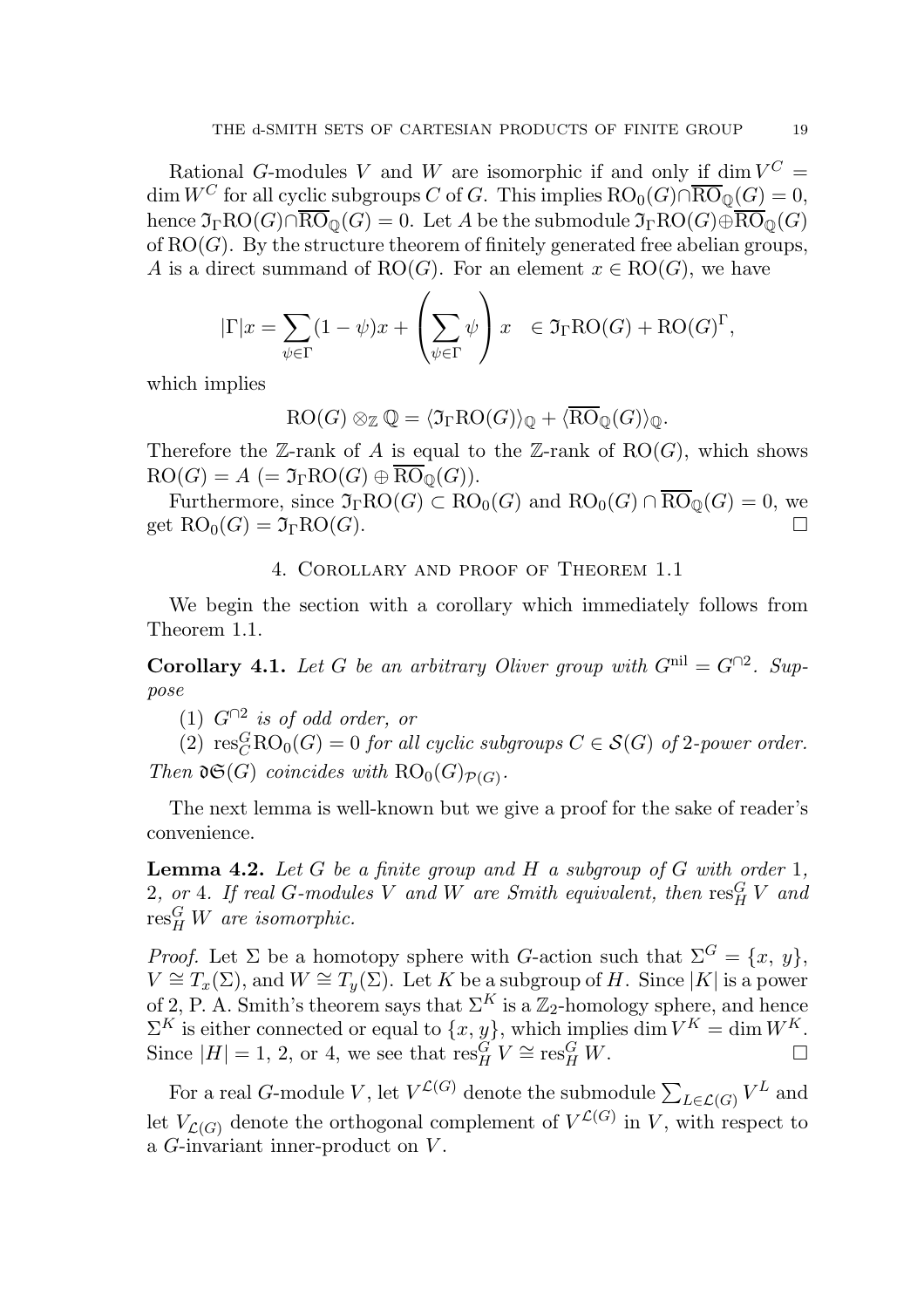Rational $G$-modules $V$ and $W$ are isomorphic if and only if $\dim V^C = \dim W^C$ for all cyclic subgroups $C$ of $G$. This implies $\mathrm{RO}_0(G) \cap \overline{\mathrm{RO}}_{\mathbb{Q}}(G) = 0$, hence $\mathfrak{I}_\Gamma \mathrm{RO}(G) \cap \overline{\mathrm{RO}}_{\mathbb{Q}}(G) = 0$. Let $A$ be the submodule $\mathfrak{I}_\Gamma \mathrm{RO}(G) \oplus \overline{\mathrm{RO}}_{\mathbb{Q}}(G)$ of $\mathrm{RO}(G)$. By the structure theorem of finitely generated free abelian groups, $A$ is a direct summand of $\mathrm{RO}(G)$. For an element $x \in \mathrm{RO}(G)$, we have

$$|\Gamma| x = \sum_{\psi \in \Gamma} (1 - \psi) x + \left( \sum_{\psi \in \Gamma} \psi \right) x \quad \in \mathfrak{I}_\Gamma \mathrm{RO}(G) + \mathrm{RO}(G)^\Gamma,$$

which implies

$$\mathrm{RO}(G) \otimes_{\mathbb{Z}} \mathbb{Q} = \langle \mathfrak{I}_\Gamma \mathrm{RO}(G) \rangle_{\mathbb{Q}} + \langle \overline{\mathrm{RO}}_{\mathbb{Q}}(G) \rangle_{\mathbb{Q}}.$$

Therefore the $\mathbb{Z}$-rank of $A$ is equal to the $\mathbb{Z}$-rank of $\mathrm{RO}(G)$, which shows $\mathrm{RO}(G) = A$ $(= \mathfrak{I}_\Gamma \mathrm{RO}(G) \oplus \overline{\mathrm{RO}}_{\mathbb{Q}}(G))$.

Furthermore, since $\mathfrak{I}_\Gamma \mathrm{RO}(G) \subset \mathrm{RO}_0(G)$ and $\mathrm{RO}_0(G) \cap \overline{\mathrm{RO}}_{\mathbb{Q}}(G) = 0$, we get $\mathrm{RO}_0(G) = \mathfrak{I}_\Gamma \mathrm{RO}(G)$. □

## 4. Corollary and proof of Theorem 1.1

We begin the section with a corollary which immediately follows from Theorem 1.1.

**Corollary 4.1.** *Let $G$ be an arbitrary Oliver group with $G^{\mathrm{nil}} = G^{\cap 2}$. Suppose*

(1) *$G^{\cap 2}$ is of odd order, or*

(2) *$\mathrm{res}^G_C \mathrm{RO}_0(G) = 0$ for all cyclic subgroups $C \in \mathcal{S}(G)$ of 2-power order.*

*Then $\mathfrak{d}\mathfrak{S}(G)$ coincides with $\mathrm{RO}_0(G)_{\mathcal{P}(G)}$.*

The next lemma is well-known but we give a proof for the sake of reader's convenience.

**Lemma 4.2.** *Let $G$ be a finite group and $H$ a subgroup of $G$ with order 1, 2, or 4. If real $G$-modules $V$ and $W$ are Smith equivalent, then $\mathrm{res}^G_H V$ and $\mathrm{res}^G_H W$ are isomorphic.*

*Proof.* Let $\Sigma$ be a homotopy sphere with $G$-action such that $\Sigma^G = \{x, y\}$, $V \cong T_x(\Sigma)$, and $W \cong T_y(\Sigma)$. Let $K$ be a subgroup of $H$. Since $|K|$ is a power of 2, P. A. Smith's theorem says that $\Sigma^K$ is a $\mathbb{Z}_2$-homology sphere, and hence $\Sigma^K$ is either connected or equal to $\{x, y\}$, which implies $\dim V^K = \dim W^K$. Since $|H| = 1$, 2, or 4, we see that $\mathrm{res}^G_H V \cong \mathrm{res}^G_H W$. □

For a real $G$-module $V$, let $V^{\mathcal{L}(G)}$ denote the submodule $\sum_{L \in \mathcal{L}(G)} V^L$ and let $V_{\mathcal{L}(G)}$ denote the orthogonal complement of $V^{\mathcal{L}(G)}$ in $V$, with respect to a $G$-invariant inner-product on $V$.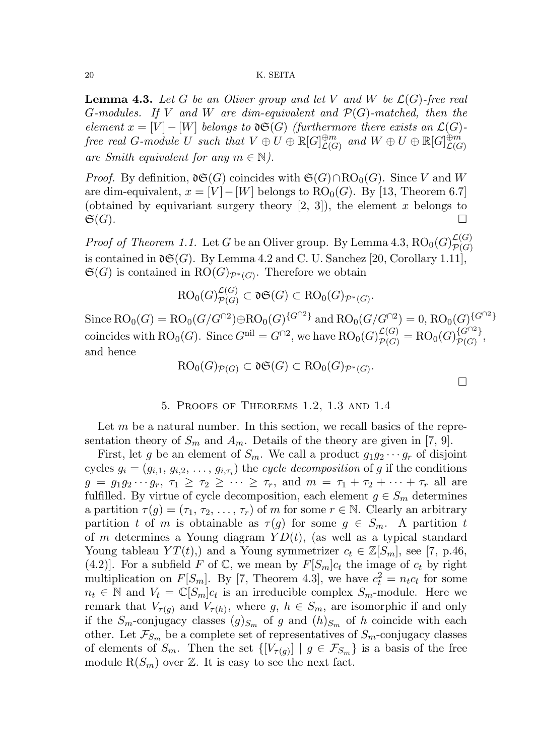**Lemma 4.3.** *Let $G$ be an Oliver group and let $V$ and $W$ be $\mathcal{L}(G)$-free real $G$-modules. If $V$ and $W$ are dim-equivalent and $\mathcal{P}(G)$-matched, then the element $x = [V] - [W]$ belongs to $\mathfrak{d}\mathfrak{S}(G)$ (furthermore there exists an $\mathcal{L}(G)$-free real $G$-module $U$ such that $V \oplus U \oplus \mathbb{R}[G]^{\oplus m}_{\mathcal{L}(G)}$ and $W \oplus U \oplus \mathbb{R}[G]^{\oplus m}_{\mathcal{L}(G)}$ are Smith equivalent for any $m \in \mathbb{N}$).*

*Proof.* By definition, $\mathfrak{d}\mathfrak{S}(G)$ coincides with $\mathfrak{S}(G) \cap \mathrm{RO}_0(G)$. Since $V$ and $W$ are dim-equivalent, $x = [V] - [W]$ belongs to $\mathrm{RO}_0(G)$. By [13, Theorem 6.7] (obtained by equivariant surgery theory [2, 3]), the element $x$ belongs to $\mathfrak{S}(G)$. □

*Proof of Theorem 1.1.* Let $G$ be an Oliver group. By Lemma 4.3, $\mathrm{RO}_0(G)^{\mathcal{L}(G)}_{\mathcal{P}(G)}$ is contained in $\mathfrak{d}\mathfrak{S}(G)$. By Lemma 4.2 and C. U. Sanchez [20, Corollary 1.11], $\mathfrak{S}(G)$ is contained in $\mathrm{RO}(G)_{\mathcal{P}^*(G)}$. Therefore we obtain

$$\mathrm{RO}_0(G)^{\mathcal{L}(G)}_{\mathcal{P}(G)} \subset \mathfrak{d}\mathfrak{S}(G) \subset \mathrm{RO}_0(G)_{\mathcal{P}^*(G)}.$$

Since $\mathrm{RO}_0(G) = \mathrm{RO}_0(G/G^{\cap 2}) \oplus \mathrm{RO}_0(G)^{\{G^{\cap 2}\}}$ and $\mathrm{RO}_0(G/G^{\cap 2}) = 0$, $\mathrm{RO}_0(G)^{\{G^{\cap 2}\}}$ coincides with $\mathrm{RO}_0(G)$. Since $G^{\mathrm{nil}} = G^{\cap 2}$, we have $\mathrm{RO}_0(G)^{\mathcal{L}(G)}_{\mathcal{P}(G)} = \mathrm{RO}_0(G)^{\{G^{\cap 2}\}}_{\mathcal{P}(G)}$, and hence

$$\mathrm{RO}_0(G)_{\mathcal{P}(G)} \subset \mathfrak{d}\mathfrak{S}(G) \subset \mathrm{RO}_0(G)_{\mathcal{P}^*(G)}.$$

□

## 5. Proofs of Theorems 1.2, 1.3 and 1.4

Let $m$ be a natural number. In this section, we recall basics of the representation theory of $S_m$ and $A_m$. Details of the theory are given in [7, 9].

First, let $g$ be an element of $S_m$. We call a product $g_1 g_2 \cdots g_r$ of disjoint cycles $g_i = (g_{i,1}, g_{i,2}, \ldots, g_{i,\tau_i})$ the *cycle decomposition* of $g$ if the conditions $g = g_1 g_2 \cdots g_r$, $\tau_1 \geq \tau_2 \geq \cdots \geq \tau_r$, and $m = \tau_1 + \tau_2 + \cdots + \tau_r$ all are fulfilled. By virtue of cycle decomposition, each element $g \in S_m$ determines a partition $\tau(g) = (\tau_1, \tau_2, \ldots, \tau_r)$ of $m$ for some $r \in \mathbb{N}$. Clearly an arbitrary partition $t$ of $m$ is obtainable as $\tau(g)$ for some $g \in S_m$. A partition $t$ of $m$ determines a Young diagram $YD(t)$, (as well as a typical standard Young tableau $YT(t)$,) and a Young symmetrizer $c_t \in \mathbb{Z}[S_m]$, see [7, p.46, (4.2)]. For a subfield $F$ of $\mathbb{C}$, we mean by $F[S_m]c_t$ the image of $c_t$ by right multiplication on $F[S_m]$. By [7, Theorem 4.3], we have $c_t^2 = n_t c_t$ for some $n_t \in \mathbb{N}$ and $V_t = \mathbb{C}[S_m]c_t$ is an irreducible complex $S_m$-module. Here we remark that $V_{\tau(g)}$ and $V_{\tau(h)}$, where $g, h \in S_m$, are isomorphic if and only if the $S_m$-conjugacy classes $(g)_{S_m}$ of $g$ and $(h)_{S_m}$ of $h$ coincide with each other. Let $\mathcal{F}_{S_m}$ be a complete set of representatives of $S_m$-conjugacy classes of elements of $S_m$. Then the set $\{[V_{\tau(g)}] \mid g \in \mathcal{F}_{S_m}\}$ is a basis of the free module $\mathrm{R}(S_m)$ over $\mathbb{Z}$. It is easy to see the next fact.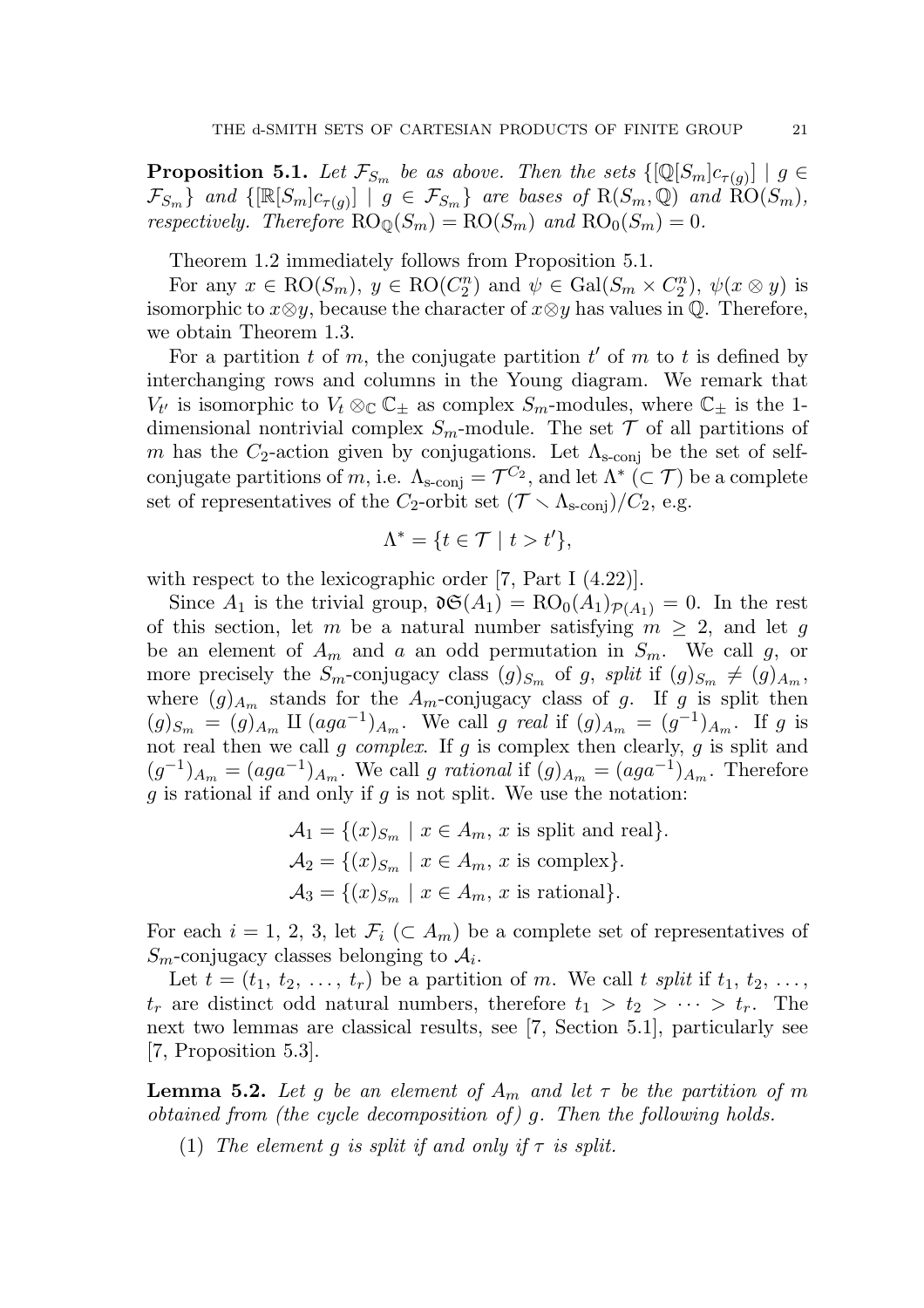**Proposition 5.1.** *Let $\mathcal{F}_{S_m}$ be as above. Then the sets $\{[\mathbb{Q}[S_m]c_{\tau(g)}] \mid g \in \mathcal{F}_{S_m}\}$ and $\{[\mathbb{R}[S_m]c_{\tau(g)}] \mid g \in \mathcal{F}_{S_m}\}$ are bases of $\mathrm{R}(S_m, \mathbb{Q})$ and $\mathrm{RO}(S_m)$, respectively. Therefore $\mathrm{RO}_{\mathbb{Q}}(S_m) = \mathrm{RO}(S_m)$ and $\mathrm{RO}_0(S_m) = 0$.*

Theorem 1.2 immediately follows from Proposition 5.1.

For any $x \in \mathrm{RO}(S_m)$, $y \in \mathrm{RO}(C_2^n)$ and $\psi \in \mathrm{Gal}(S_m \times C_2^n)$, $\psi(x \otimes y)$ is isomorphic to $x \otimes y$, because the character of $x \otimes y$ has values in $\mathbb{Q}$. Therefore, we obtain Theorem 1.3.

For a partition $t$ of $m$, the conjugate partition $t'$ of $m$ to $t$ is defined by interchanging rows and columns in the Young diagram. We remark that $V_{t'}$ is isomorphic to $V_t \otimes_{\mathbb{C}} \mathbb{C}_{\pm}$ as complex $S_m$-modules, where $\mathbb{C}_{\pm}$ is the 1-dimensional nontrivial complex $S_m$-module. The set $\mathcal{T}$ of all partitions of $m$ has the $C_2$-action given by conjugations. Let $\Lambda_{\text{s-conj}}$ be the set of self-conjugate partitions of $m$, i.e. $\Lambda_{\text{s-conj}} = \mathcal{T}^{C_2}$, and let $\Lambda^*$ ($\subset \mathcal{T}$) be a complete set of representatives of the $C_2$-orbit set $(\mathcal{T} \smallsetminus \Lambda_{\text{s-conj}})/C_2$, e.g.

$$\Lambda^* = \{t \in \mathcal{T} \mid t > t'\},$$

with respect to the lexicographic order [7, Part I (4.22)].

Since $A_1$ is the trivial group, $\mathfrak{dS}(A_1) = \mathrm{RO}_0(A_1)_{\mathcal{P}(A_1)} = 0$. In the rest of this section, let $m$ be a natural number satisfying $m \geq 2$, and let $g$ be an element of $A_m$ and $a$ an odd permutation in $S_m$. We call $g$, or more precisely the $S_m$-conjugacy class $(g)_{S_m}$ of $g$, *split* if $(g)_{S_m} \neq (g)_{A_m}$, where $(g)_{A_m}$ stands for the $A_m$-conjugacy class of $g$. If $g$ is split then $(g)_{S_m} = (g)_{A_m} \amalg (aga^{-1})_{A_m}$. We call $g$ *real* if $(g)_{A_m} = (g^{-1})_{A_m}$. If $g$ is not real then we call $g$ *complex*. If $g$ is complex then clearly, $g$ is split and $(g^{-1})_{A_m} = (aga^{-1})_{A_m}$. We call $g$ *rational* if $(g)_{A_m} = (aga^{-1})_{A_m}$. Therefore $g$ is rational if and only if $g$ is not split. We use the notation:

$$\mathcal{A}_1 = \{(x)_{S_m} \mid x \in A_m,\ x \text{ is split and real}\}.$$
$$\mathcal{A}_2 = \{(x)_{S_m} \mid x \in A_m,\ x \text{ is complex}\}.$$
$$\mathcal{A}_3 = \{(x)_{S_m} \mid x \in A_m,\ x \text{ is rational}\}.$$

For each $i = 1, 2, 3$, let $\mathcal{F}_i$ ($\subset A_m$) be a complete set of representatives of $S_m$-conjugacy classes belonging to $\mathcal{A}_i$.

Let $t = (t_1, t_2, \ldots, t_r)$ be a partition of $m$. We call $t$ *split* if $t_1, t_2, \ldots, t_r$ are distinct odd natural numbers, therefore $t_1 > t_2 > \cdots > t_r$. The next two lemmas are classical results, see [7, Section 5.1], particularly see [7, Proposition 5.3].

**Lemma 5.2.** *Let $g$ be an element of $A_m$ and let $\tau$ be the partition of $m$ obtained from (the cycle decomposition of) $g$. Then the following holds.*

(1) *The element $g$ is split if and only if $\tau$ is split.*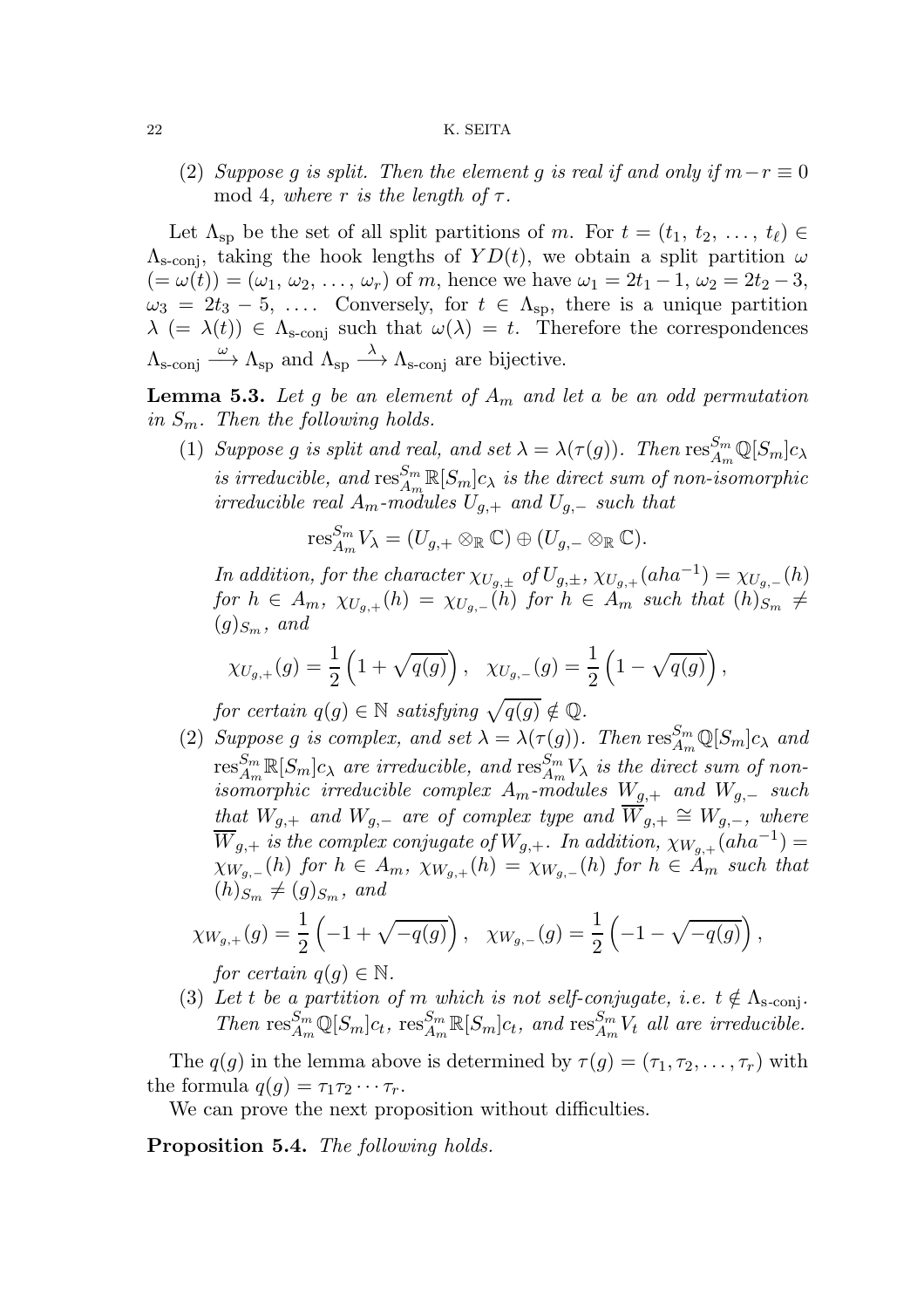(2) *Suppose $g$ is split. Then the element $g$ is real if and only if $m - r \equiv 0 \mod 4$, where $r$ is the length of $\tau$.*

Let $\Lambda_{\text{sp}}$ be the set of all split partitions of $m$. For $t = (t_1, t_2, \ldots, t_\ell) \in \Lambda_{\text{s-conj}}$, taking the hook lengths of $YD(t)$, we obtain a split partition $\omega$ $(= \omega(t)) = (\omega_1, \omega_2, \ldots, \omega_r)$ of $m$, hence we have $\omega_1 = 2t_1 - 1$, $\omega_2 = 2t_2 - 3$, $\omega_3 = 2t_3 - 5, \ldots$. Conversely, for $t \in \Lambda_{\text{sp}}$, there is a unique partition $\lambda$ $(= \lambda(t)) \in \Lambda_{\text{s-conj}}$ such that $\omega(\lambda) = t$. Therefore the correspondences $\Lambda_{\text{s-conj}} \xrightarrow{\omega} \Lambda_{\text{sp}}$ and $\Lambda_{\text{sp}} \xrightarrow{\lambda} \Lambda_{\text{s-conj}}$ are bijective.

**Lemma 5.3.** *Let $g$ be an element of $A_m$ and let $a$ be an odd permutation in $S_m$. Then the following holds.*

(1) *Suppose $g$ is split and real, and set $\lambda = \lambda(\tau(g))$. Then $\operatorname{res}^{S_m}_{A_m} \mathbb{Q}[S_m]c_\lambda$ is irreducible, and $\operatorname{res}^{S_m}_{A_m} \mathbb{R}[S_m]c_\lambda$ is the direct sum of non-isomorphic irreducible real $A_m$-modules $U_{g,+}$ and $U_{g,-}$ such that*

$$\operatorname{res}^{S_m}_{A_m} V_\lambda = (U_{g,+} \otimes_{\mathbb{R}} \mathbb{C}) \oplus (U_{g,-} \otimes_{\mathbb{R}} \mathbb{C}).$$

*In addition, for the character $\chi_{U_{g,\pm}}$ of $U_{g,\pm}$, $\chi_{U_{g,+}}(aha^{-1}) = \chi_{U_{g,-}}(h)$ for $h \in A_m$, $\chi_{U_{g,+}}(h) = \chi_{U_{g,-}}(h)$ for $h \in A_m$ such that $(h)_{S_m} \neq (g)_{S_m}$, and*

$$\chi_{U_{g,+}}(g) = \frac{1}{2}\left(1 + \sqrt{q(g)}\right), \quad \chi_{U_{g,-}}(g) = \frac{1}{2}\left(1 - \sqrt{q(g)}\right),$$

*for certain $q(g) \in \mathbb{N}$ satisfying $\sqrt{q(g)} \notin \mathbb{Q}$.*

(2) *Suppose $g$ is complex, and set $\lambda = \lambda(\tau(g))$. Then $\operatorname{res}^{S_m}_{A_m} \mathbb{Q}[S_m]c_\lambda$ and $\operatorname{res}^{S_m}_{A_m} \mathbb{R}[S_m]c_\lambda$ are irreducible, and $\operatorname{res}^{S_m}_{A_m} V_\lambda$ is the direct sum of non-isomorphic irreducible complex $A_m$-modules $W_{g,+}$ and $W_{g,-}$ such that $W_{g,+}$ and $W_{g,-}$ are of complex type and $\overline{W}_{g,+} \cong W_{g,-}$, where $\overline{W}_{g,+}$ is the complex conjugate of $W_{g,+}$. In addition, $\chi_{W_{g,+}}(aha^{-1}) = \chi_{W_{g,-}}(h)$ for $h \in A_m$, $\chi_{W_{g,+}}(h) = \chi_{W_{g,-}}(h)$ for $h \in A_m$ such that $(h)_{S_m} \neq (g)_{S_m}$, and*

$$\chi_{W_{g,+}}(g) = \frac{1}{2}\left(-1 + \sqrt{-q(g)}\right), \quad \chi_{W_{g,-}}(g) = \frac{1}{2}\left(-1 - \sqrt{-q(g)}\right),$$

*for certain $q(g) \in \mathbb{N}$.*

(3) *Let $t$ be a partition of $m$ which is not self-conjugate, i.e. $t \notin \Lambda_{\text{s-conj}}$. Then $\operatorname{res}^{S_m}_{A_m} \mathbb{Q}[S_m]c_t$, $\operatorname{res}^{S_m}_{A_m} \mathbb{R}[S_m]c_t$, and $\operatorname{res}^{S_m}_{A_m} V_t$ all are irreducible.*

The $q(g)$ in the lemma above is determined by $\tau(g) = (\tau_1, \tau_2, \ldots, \tau_r)$ with the formula $q(g) = \tau_1 \tau_2 \cdots \tau_r$.

We can prove the next proposition without difficulties.

**Proposition 5.4.** *The following holds.*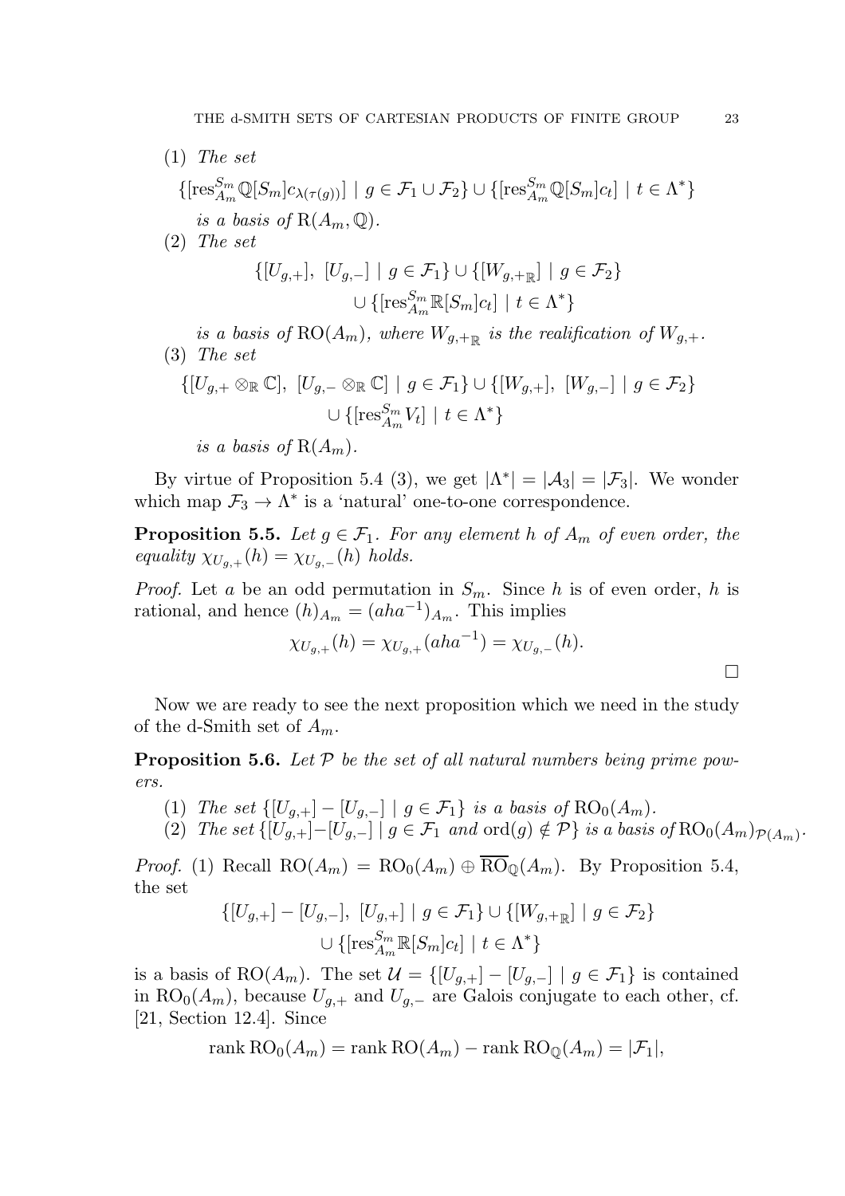(1) *The set*

$$\{[\mathrm{res}^{S_m}_{A_m} \mathbb{Q}[S_m]c_{\lambda(\tau(g))}] \mid g \in \mathcal{F}_1 \cup \mathcal{F}_2\} \cup \{[\mathrm{res}^{S_m}_{A_m} \mathbb{Q}[S_m]c_t] \mid t \in \Lambda^*\}$$

*is a basis of* $\mathrm{R}(A_m, \mathbb{Q})$.

(2) *The set*

$$\{[U_{g,+}],\ [U_{g,-}] \mid g \in \mathcal{F}_1\} \cup \{[W_{g,+_\mathbb{R}}] \mid g \in \mathcal{F}_2\} \cup \{[\mathrm{res}^{S_m}_{A_m} \mathbb{R}[S_m]c_t] \mid t \in \Lambda^*\}$$

*is a basis of* $\mathrm{RO}(A_m)$*, where* $W_{g,+_\mathbb{R}}$ *is the realification of* $W_{g,+}$.

(3) *The set*

$$\{[U_{g,+} \otimes_\mathbb{R} \mathbb{C}],\ [U_{g,-} \otimes_\mathbb{R} \mathbb{C}] \mid g \in \mathcal{F}_1\} \cup \{[W_{g,+}],\ [W_{g,-}] \mid g \in \mathcal{F}_2\} \cup \{[\mathrm{res}^{S_m}_{A_m} V_t] \mid t \in \Lambda^*\}$$

*is a basis of* $\mathrm{R}(A_m)$.

By virtue of Proposition 5.4 (3), we get $|\Lambda^*| = |\mathcal{A}_3| = |\mathcal{F}_3|$. We wonder which map $\mathcal{F}_3 \to \Lambda^*$ is a 'natural' one-to-one correspondence.

**Proposition 5.5.** *Let* $g \in \mathcal{F}_1$*. For any element* $h$ *of* $A_m$ *of even order, the equality* $\chi_{U_{g,+}}(h) = \chi_{U_{g,-}}(h)$ *holds.*

*Proof.* Let $a$ be an odd permutation in $S_m$. Since $h$ is of even order, $h$ is rational, and hence $(h)_{A_m} = (aha^{-1})_{A_m}$. This implies

$$\chi_{U_{g,+}}(h) = \chi_{U_{g,+}}(aha^{-1}) = \chi_{U_{g,-}}(h).$$

□

Now we are ready to see the next proposition which we need in the study of the d-Smith set of $A_m$.

**Proposition 5.6.** *Let* $\mathcal{P}$ *be the set of all natural numbers being prime powers.*

(1) *The set* $\{[U_{g,+}] - [U_{g,-}] \mid g \in \mathcal{F}_1\}$ *is a basis of* $\mathrm{RO}_0(A_m)$.

(2) *The set* $\{[U_{g,+}]-[U_{g,-}] \mid g \in \mathcal{F}_1$ *and* $\mathrm{ord}(g) \notin \mathcal{P}\}$ *is a basis of* $\mathrm{RO}_0(A_m)_{\mathcal{P}(A_m)}$.

*Proof.* (1) Recall $\mathrm{RO}(A_m) = \mathrm{RO}_0(A_m) \oplus \overline{\mathrm{RO}}_\mathbb{Q}(A_m)$. By Proposition 5.4, the set

$$\{[U_{g,+}] - [U_{g,-}],\ [U_{g,+}] \mid g \in \mathcal{F}_1\} \cup \{[W_{g,+_\mathbb{R}}] \mid g \in \mathcal{F}_2\} \cup \{[\mathrm{res}^{S_m}_{A_m} \mathbb{R}[S_m]c_t] \mid t \in \Lambda^*\}$$

is a basis of $\mathrm{RO}(A_m)$. The set $\mathcal{U} = \{[U_{g,+}] - [U_{g,-}] \mid g \in \mathcal{F}_1\}$ is contained in $\mathrm{RO}_0(A_m)$, because $U_{g,+}$ and $U_{g,-}$ are Galois conjugate to each other, cf. [21, Section 12.4]. Since

$$\mathrm{rank}\, \mathrm{RO}_0(A_m) = \mathrm{rank}\, \mathrm{RO}(A_m) - \mathrm{rank}\, \mathrm{RO}_\mathbb{Q}(A_m) = |\mathcal{F}_1|,$$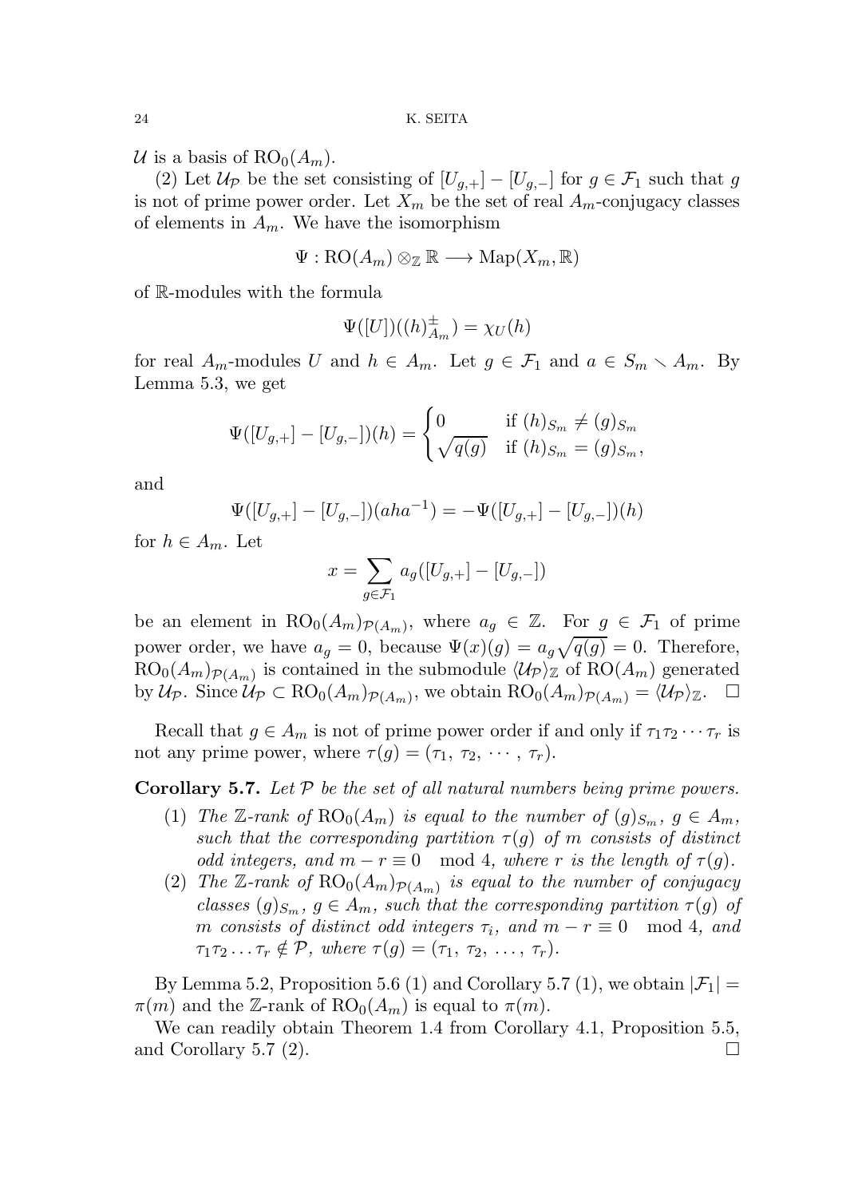$\mathcal{U}$ is a basis of $\mathrm{RO}_0(A_m)$.

(2) Let $\mathcal{U}_{\mathcal{P}}$ be the set consisting of $[U_{g,+}] - [U_{g,-}]$ for $g \in \mathcal{F}_1$ such that $g$ is not of prime power order. Let $X_m$ be the set of real $A_m$-conjugacy classes of elements in $A_m$. We have the isomorphism

$$\Psi : \mathrm{RO}(A_m) \otimes_{\mathbb{Z}} \mathbb{R} \longrightarrow \mathrm{Map}(X_m, \mathbb{R})$$

of $\mathbb{R}$-modules with the formula

$$\Psi([U])((h)^{\pm}_{A_m}) = \chi_U(h)$$

for real $A_m$-modules $U$ and $h \in A_m$. Let $g \in \mathcal{F}_1$ and $a \in S_m \smallsetminus A_m$. By Lemma 5.3, we get

$$\Psi([U_{g,+}] - [U_{g,-}])(h) = \begin{cases} 0 & \text{if } (h)_{S_m} \neq (g)_{S_m} \\ \sqrt{q(g)} & \text{if } (h)_{S_m} = (g)_{S_m}, \end{cases}$$

and

$$\Psi([U_{g,+}] - [U_{g,-}])(aha^{-1}) = -\Psi([U_{g,+}] - [U_{g,-}])(h)$$

for $h \in A_m$. Let

$$x = \sum_{g \in \mathcal{F}_1} a_g([U_{g,+}] - [U_{g,-}])$$

be an element in $\mathrm{RO}_0(A_m)_{\mathcal{P}(A_m)}$, where $a_g \in \mathbb{Z}$. For $g \in \mathcal{F}_1$ of prime power order, we have $a_g = 0$, because $\Psi(x)(g) = a_g\sqrt{q(g)} = 0$. Therefore, $\mathrm{RO}_0(A_m)_{\mathcal{P}(A_m)}$ is contained in the submodule $\langle \mathcal{U}_{\mathcal{P}} \rangle_{\mathbb{Z}}$ of $\mathrm{RO}(A_m)$ generated by $\mathcal{U}_{\mathcal{P}}$. Since $\mathcal{U}_{\mathcal{P}} \subset \mathrm{RO}_0(A_m)_{\mathcal{P}(A_m)}$, we obtain $\mathrm{RO}_0(A_m)_{\mathcal{P}(A_m)} = \langle \mathcal{U}_{\mathcal{P}} \rangle_{\mathbb{Z}}$. $\square$

Recall that $g \in A_m$ is not of prime power order if and only if $\tau_1\tau_2 \cdots \tau_r$ is not any prime power, where $\tau(g) = (\tau_1, \tau_2, \cdots, \tau_r)$.

**Corollary 5.7.** *Let $\mathcal{P}$ be the set of all natural numbers being prime powers.*

1. *The $\mathbb{Z}$-rank of $\mathrm{RO}_0(A_m)$ is equal to the number of $(g)_{S_m}$, $g \in A_m$, such that the corresponding partition $\tau(g)$ of $m$ consists of distinct odd integers, and $m - r \equiv 0 \mod 4$, where $r$ is the length of $\tau(g)$.*
2. *The $\mathbb{Z}$-rank of $\mathrm{RO}_0(A_m)_{\mathcal{P}(A_m)}$ is equal to the number of conjugacy classes $(g)_{S_m}$, $g \in A_m$, such that the corresponding partition $\tau(g)$ of $m$ consists of distinct odd integers $\tau_i$, and $m - r \equiv 0 \mod 4$, and $\tau_1\tau_2 \ldots \tau_r \notin \mathcal{P}$, where $\tau(g) = (\tau_1, \tau_2, \ldots, \tau_r)$.*

By Lemma 5.2, Proposition 5.6 (1) and Corollary 5.7 (1), we obtain $|\mathcal{F}_1| = \pi(m)$ and the $\mathbb{Z}$-rank of $\mathrm{RO}_0(A_m)$ is equal to $\pi(m)$.

We can readily obtain Theorem 1.4 from Corollary 4.1, Proposition 5.5, and Corollary 5.7 (2). $\square$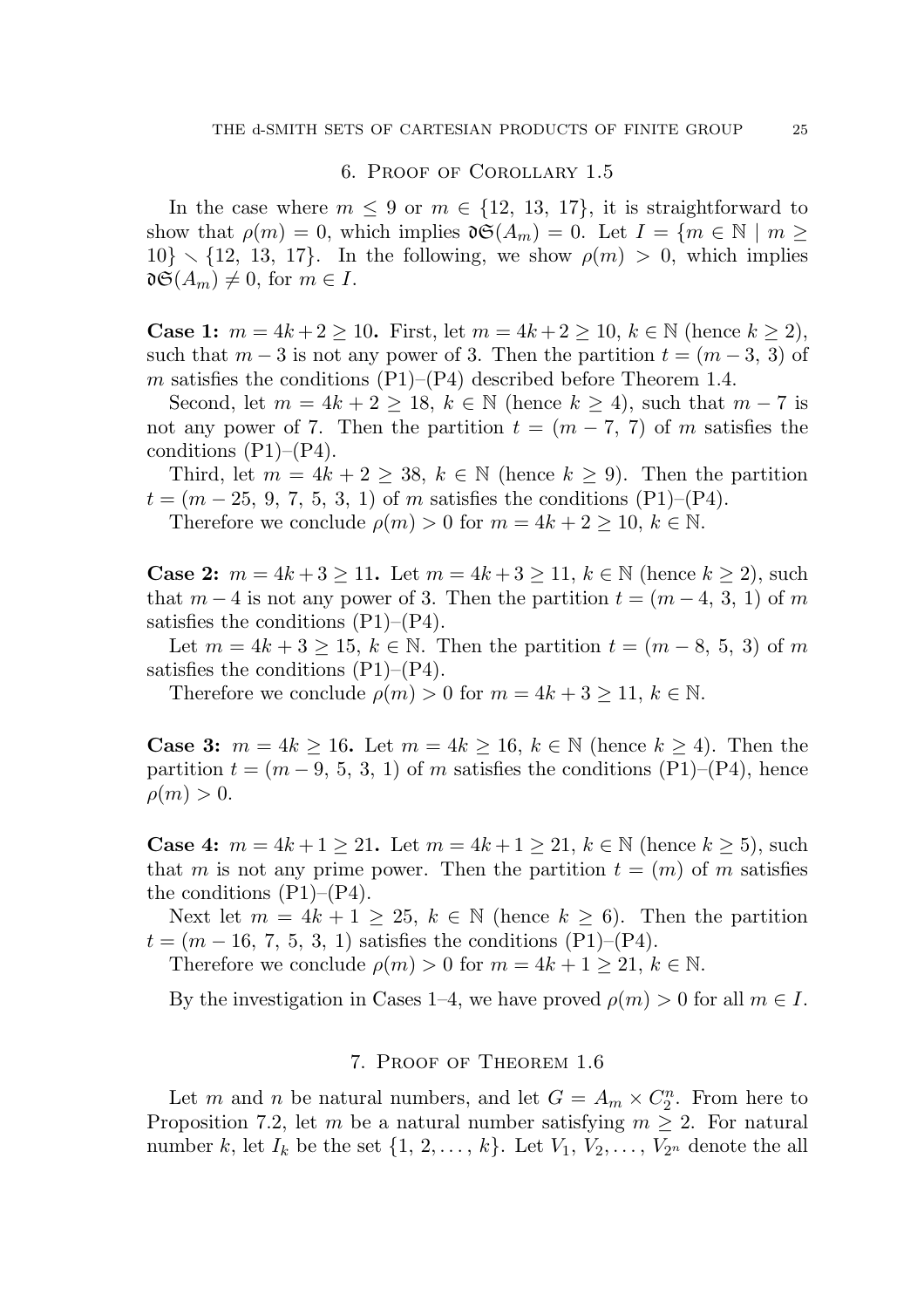## 6. Proof of Corollary 1.5

In the case where $m \leq 9$ or $m \in \{12, 13, 17\}$, it is straightforward to show that $\rho(m) = 0$, which implies $\mathfrak{dS}(A_m) = 0$. Let $I = \{m \in \mathbb{N} \mid m \geq 10\} \smallsetminus \{12, 13, 17\}$. In the following, we show $\rho(m) > 0$, which implies $\mathfrak{dS}(A_m) \neq 0$, for $m \in I$.

**Case 1:** $m = 4k + 2 \geq 10$**.** First, let $m = 4k + 2 \geq 10$, $k \in \mathbb{N}$ (hence $k \geq 2$), such that $m - 3$ is not any power of 3. Then the partition $t = (m - 3, 3)$ of $m$ satisfies the conditions (P1)–(P4) described before Theorem 1.4.

Second, let $m = 4k + 2 \geq 18$, $k \in \mathbb{N}$ (hence $k \geq 4$), such that $m - 7$ is not any power of 7. Then the partition $t = (m - 7, 7)$ of $m$ satisfies the conditions (P1)–(P4).

Third, let $m = 4k + 2 \geq 38$, $k \in \mathbb{N}$ (hence $k \geq 9$). Then the partition $t = (m - 25, 9, 7, 5, 3, 1)$ of $m$ satisfies the conditions (P1)–(P4).

Therefore we conclude $\rho(m) > 0$ for $m = 4k + 2 \geq 10$, $k \in \mathbb{N}$.

**Case 2:** $m = 4k + 3 \geq 11$**.** Let $m = 4k + 3 \geq 11$, $k \in \mathbb{N}$ (hence $k \geq 2$), such that $m - 4$ is not any power of 3. Then the partition $t = (m - 4, 3, 1)$ of $m$ satisfies the conditions (P1)–(P4).

Let $m = 4k + 3 \geq 15$, $k \in \mathbb{N}$. Then the partition $t = (m - 8, 5, 3)$ of $m$ satisfies the conditions (P1)–(P4).

Therefore we conclude $\rho(m) > 0$ for $m = 4k + 3 \geq 11$, $k \in \mathbb{N}$.

**Case 3:** $m = 4k \geq 16$**.** Let $m = 4k \geq 16$, $k \in \mathbb{N}$ (hence $k \geq 4$). Then the partition $t = (m - 9, 5, 3, 1)$ of $m$ satisfies the conditions (P1)–(P4), hence $\rho(m) > 0$.

**Case 4:** $m = 4k + 1 \geq 21$**.** Let $m = 4k + 1 \geq 21$, $k \in \mathbb{N}$ (hence $k \geq 5$), such that $m$ is not any prime power. Then the partition $t = (m)$ of $m$ satisfies the conditions (P1)–(P4).

Next let $m = 4k + 1 \geq 25$, $k \in \mathbb{N}$ (hence $k \geq 6$). Then the partition $t = (m - 16, 7, 5, 3, 1)$ satisfies the conditions (P1)–(P4).

Therefore we conclude $\rho(m) > 0$ for $m = 4k + 1 \geq 21$, $k \in \mathbb{N}$.

By the investigation in Cases 1–4, we have proved $\rho(m) > 0$ for all $m \in I$.

## 7. Proof of Theorem 1.6

Let $m$ and $n$ be natural numbers, and let $G = A_m \times C_2^n$. From here to Proposition 7.2, let $m$ be a natural number satisfying $m \geq 2$. For natural number $k$, let $I_k$ be the set $\{1, 2, \ldots, k\}$. Let $V_1, V_2, \ldots, V_{2^n}$ denote the all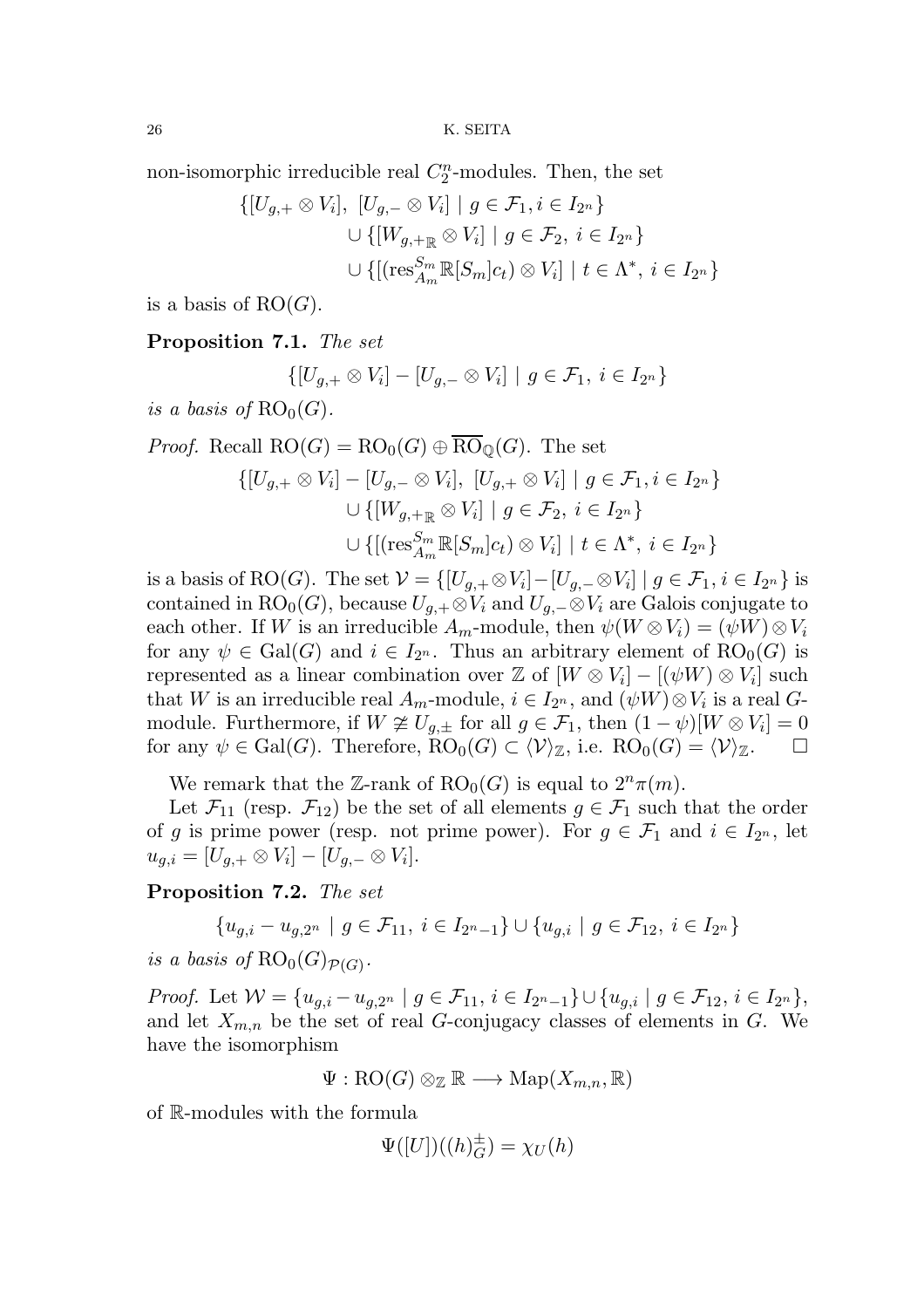non-isomorphic irreducible real $C_2^n$-modules. Then, the set

$$
\begin{aligned}
\{[U_{g,+} \otimes V_i],\ [U_{g,-} \otimes V_i] \mid g \in \mathcal{F}_1, i \in I_{2^n}\} \\
\cup \{[W_{g,+_\mathbb{R}} \otimes V_i] \mid g \in \mathcal{F}_2,\ i \in I_{2^n}\} \\
\cup \{[(\mathrm{res}^{S_m}_{A_m} \mathbb{R}[S_m]c_t) \otimes V_i] \mid t \in \Lambda^*,\ i \in I_{2^n}\}
\end{aligned}
$$

is a basis of $\mathrm{RO}(G)$.

**Proposition 7.1.** *The set*

$$\{[U_{g,+} \otimes V_i] - [U_{g,-} \otimes V_i] \mid g \in \mathcal{F}_1,\ i \in I_{2^n}\}$$

*is a basis of* $\mathrm{RO}_0(G)$.

*Proof.* Recall $\mathrm{RO}(G) = \mathrm{RO}_0(G) \oplus \overline{\mathrm{RO}}_\mathbb{Q}(G)$. The set

$$
\begin{aligned}
\{[U_{g,+} \otimes V_i] - [U_{g,-} \otimes V_i],\ [U_{g,+} \otimes V_i] \mid g \in \mathcal{F}_1, i \in I_{2^n}\} \\
\cup \{[W_{g,+_\mathbb{R}} \otimes V_i] \mid g \in \mathcal{F}_2,\ i \in I_{2^n}\} \\
\cup \{[(\mathrm{res}^{S_m}_{A_m} \mathbb{R}[S_m]c_t) \otimes V_i] \mid t \in \Lambda^*,\ i \in I_{2^n}\}
\end{aligned}
$$

is a basis of $\mathrm{RO}(G)$. The set $\mathcal{V} = \{[U_{g,+} \otimes V_i] - [U_{g,-} \otimes V_i] \mid g \in \mathcal{F}_1, i \in I_{2^n}\}$ is contained in $\mathrm{RO}_0(G)$, because $U_{g,+} \otimes V_i$ and $U_{g,-} \otimes V_i$ are Galois conjugate to each other. If $W$ is an irreducible $A_m$-module, then $\psi(W \otimes V_i) = (\psi W) \otimes V_i$ for any $\psi \in \mathrm{Gal}(G)$ and $i \in I_{2^n}$. Thus an arbitrary element of $\mathrm{RO}_0(G)$ is represented as a linear combination over $\mathbb{Z}$ of $[W \otimes V_i] - [(\psi W) \otimes V_i]$ such that $W$ is an irreducible real $A_m$-module, $i \in I_{2^n}$, and $(\psi W) \otimes V_i$ is a real $G$-module. Furthermore, if $W \not\cong U_{g,\pm}$ for all $g \in \mathcal{F}_1$, then $(1 - \psi)[W \otimes V_i] = 0$ for any $\psi \in \mathrm{Gal}(G)$. Therefore, $\mathrm{RO}_0(G) \subset \langle \mathcal{V} \rangle_\mathbb{Z}$, i.e. $\mathrm{RO}_0(G) = \langle \mathcal{V} \rangle_\mathbb{Z}$. $\square$

We remark that the $\mathbb{Z}$-rank of $\mathrm{RO}_0(G)$ is equal to $2^n \pi(m)$.

Let $\mathcal{F}_{11}$ (resp. $\mathcal{F}_{12}$) be the set of all elements $g \in \mathcal{F}_1$ such that the order of $g$ is prime power (resp. not prime power). For $g \in \mathcal{F}_1$ and $i \in I_{2^n}$, let $u_{g,i} = [U_{g,+} \otimes V_i] - [U_{g,-} \otimes V_i]$.

**Proposition 7.2.** *The set*

$$\{u_{g,i} - u_{g,2^n} \mid g \in \mathcal{F}_{11},\ i \in I_{2^n - 1}\} \cup \{u_{g,i} \mid g \in \mathcal{F}_{12},\ i \in I_{2^n}\}$$

*is a basis of* $\mathrm{RO}_0(G)_{\mathcal{P}(G)}$.

*Proof.* Let $\mathcal{W} = \{u_{g,i} - u_{g,2^n} \mid g \in \mathcal{F}_{11}, i \in I_{2^n - 1}\} \cup \{u_{g,i} \mid g \in \mathcal{F}_{12}, i \in I_{2^n}\}$, and let $X_{m,n}$ be the set of real $G$-conjugacy classes of elements in $G$. We have the isomorphism

$$\Psi : \mathrm{RO}(G) \otimes_\mathbb{Z} \mathbb{R} \longrightarrow \mathrm{Map}(X_{m,n}, \mathbb{R})$$

of $\mathbb{R}$-modules with the formula

$$\Psi([U])((h)^\pm_G) = \chi_U(h)$$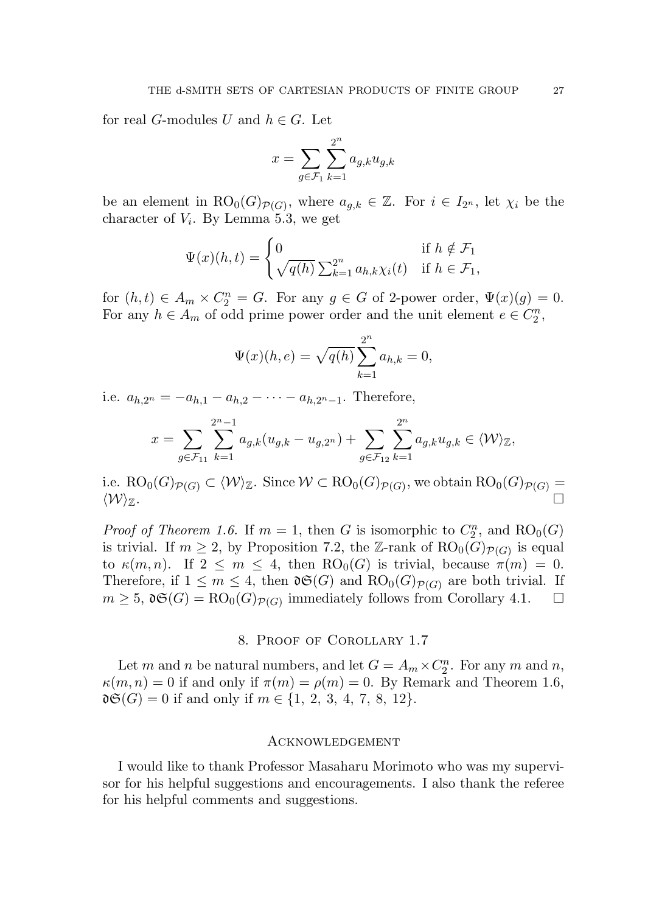for real $G$-modules $U$ and $h \in G$. Let

$$x = \sum_{g \in \mathcal{F}_1} \sum_{k=1}^{2^n} a_{g,k} u_{g,k}$$

be an element in $\mathrm{RO}_0(G)_{\mathcal{P}(G)}$, where $a_{g,k} \in \mathbb{Z}$. For $i \in I_{2^n}$, let $\chi_i$ be the character of $V_i$. By Lemma 5.3, we get

$$\Psi(x)(h,t) = \begin{cases} 0 & \text{if } h \notin \mathcal{F}_1 \\ \sqrt{q(h)} \sum_{k=1}^{2^n} a_{h,k} \chi_i(t) & \text{if } h \in \mathcal{F}_1, \end{cases}$$

for $(h,t) \in A_m \times C_2^n = G$. For any $g \in G$ of 2-power order, $\Psi(x)(g) = 0$. For any $h \in A_m$ of odd prime power order and the unit element $e \in C_2^n$,

$$\Psi(x)(h,e) = \sqrt{q(h)} \sum_{k=1}^{2^n} a_{h,k} = 0,$$

i.e. $a_{h,2^n} = -a_{h,1} - a_{h,2} - \cdots - a_{h,2^n-1}$. Therefore,

$$x = \sum_{g \in \mathcal{F}_{11}} \sum_{k=1}^{2^n-1} a_{g,k}(u_{g,k} - u_{g,2^n}) + \sum_{g \in \mathcal{F}_{12}} \sum_{k=1}^{2^n} a_{g,k} u_{g,k} \in \langle \mathcal{W} \rangle_{\mathbb{Z}},$$

i.e. $\mathrm{RO}_0(G)_{\mathcal{P}(G)} \subset \langle \mathcal{W} \rangle_{\mathbb{Z}}$. Since $\mathcal{W} \subset \mathrm{RO}_0(G)_{\mathcal{P}(G)}$, we obtain $\mathrm{RO}_0(G)_{\mathcal{P}(G)} = \langle \mathcal{W} \rangle_{\mathbb{Z}}$. □

*Proof of Theorem 1.6.* If $m = 1$, then $G$ is isomorphic to $C_2^n$, and $\mathrm{RO}_0(G)$ is trivial. If $m \geq 2$, by Proposition 7.2, the $\mathbb{Z}$-rank of $\mathrm{RO}_0(G)_{\mathcal{P}(G)}$ is equal to $\kappa(m,n)$. If $2 \leq m \leq 4$, then $\mathrm{RO}_0(G)$ is trivial, because $\pi(m) = 0$. Therefore, if $1 \leq m \leq 4$, then $\mathfrak{dS}(G)$ and $\mathrm{RO}_0(G)_{\mathcal{P}(G)}$ are both trivial. If $m \geq 5$, $\mathfrak{dS}(G) = \mathrm{RO}_0(G)_{\mathcal{P}(G)}$ immediately follows from Corollary 4.1. □

## 8. Proof of Corollary 1.7

Let $m$ and $n$ be natural numbers, and let $G = A_m \times C_2^n$. For any $m$ and $n$, $\kappa(m,n) = 0$ if and only if $\pi(m) = \rho(m) = 0$. By Remark and Theorem 1.6, $\mathfrak{dS}(G) = 0$ if and only if $m \in \{1, 2, 3, 4, 7, 8, 12\}$.

## Acknowledgement

I would like to thank Professor Masaharu Morimoto who was my supervisor for his helpful suggestions and encouragements. I also thank the referee for his helpful comments and suggestions.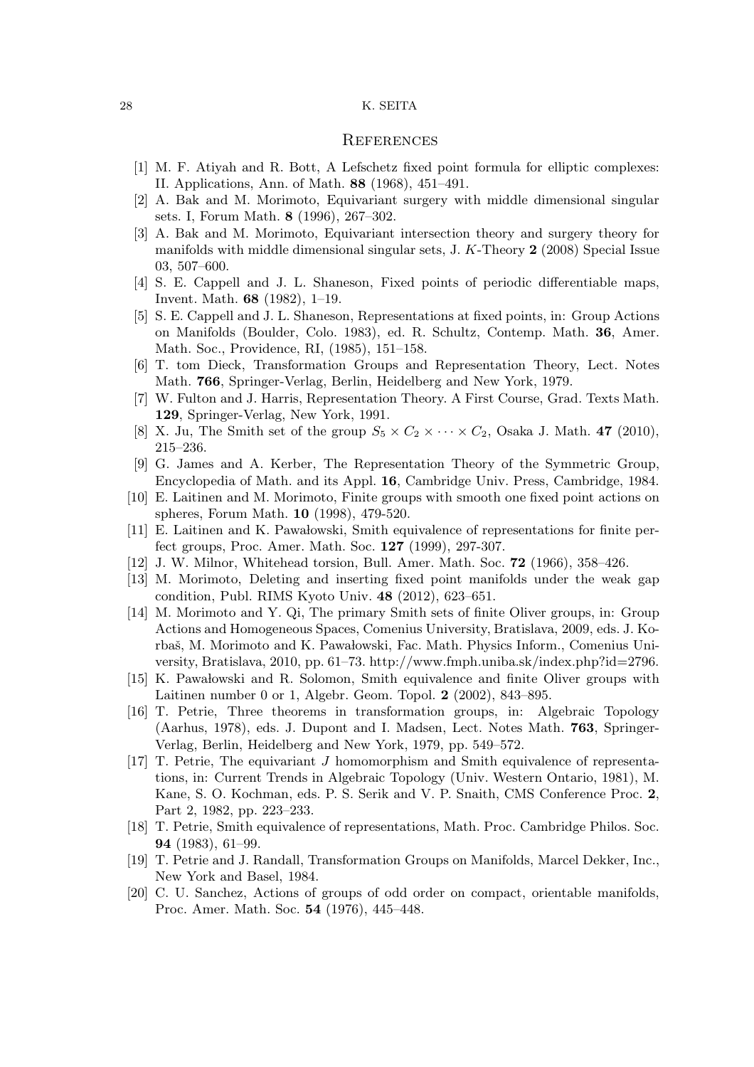## References

[1] M. F. Atiyah and R. Bott, A Lefschetz fixed point formula for elliptic complexes: II. Applications, Ann. of Math. **88** (1968), 451–491.

[2] A. Bak and M. Morimoto, Equivariant surgery with middle dimensional singular sets. I, Forum Math. **8** (1996), 267–302.

[3] A. Bak and M. Morimoto, Equivariant intersection theory and surgery theory for manifolds with middle dimensional singular sets, J. $K$-Theory **2** (2008) Special Issue 03, 507–600.

[4] S. E. Cappell and J. L. Shaneson, Fixed points of periodic differentiable maps, Invent. Math. **68** (1982), 1–19.

[5] S. E. Cappell and J. L. Shaneson, Representations at fixed points, in: Group Actions on Manifolds (Boulder, Colo. 1983), ed. R. Schultz, Contemp. Math. **36**, Amer. Math. Soc., Providence, RI, (1985), 151–158.

[6] T. tom Dieck, Transformation Groups and Representation Theory, Lect. Notes Math. **766**, Springer-Verlag, Berlin, Heidelberg and New York, 1979.

[7] W. Fulton and J. Harris, Representation Theory. A First Course, Grad. Texts Math. **129**, Springer-Verlag, New York, 1991.

[8] X. Ju, The Smith set of the group $S_5 \times C_2 \times \cdots \times C_2$, Osaka J. Math. **47** (2010), 215–236.

[9] G. James and A. Kerber, The Representation Theory of the Symmetric Group, Encyclopedia of Math. and its Appl. **16**, Cambridge Univ. Press, Cambridge, 1984.

[10] E. Laitinen and M. Morimoto, Finite groups with smooth one fixed point actions on spheres, Forum Math. **10** (1998), 479-520.

[11] E. Laitinen and K. Pawałowski, Smith equivalence of representations for finite perfect groups, Proc. Amer. Math. Soc. **127** (1999), 297-307.

[12] J. W. Milnor, Whitehead torsion, Bull. Amer. Math. Soc. **72** (1966), 358–426.

[13] M. Morimoto, Deleting and inserting fixed point manifolds under the weak gap condition, Publ. RIMS Kyoto Univ. **48** (2012), 623–651.

[14] M. Morimoto and Y. Qi, The primary Smith sets of finite Oliver groups, in: Group Actions and Homogeneous Spaces, Comenius University, Bratislava, 2009, eds. J. Korbaš, M. Morimoto and K. Pawałowski, Fac. Math. Physics Inform., Comenius University, Bratislava, 2010, pp. 61–73. http://www.fmph.uniba.sk/index.php?id=2796.

[15] K. Pawałowski and R. Solomon, Smith equivalence and finite Oliver groups with Laitinen number 0 or 1, Algebr. Geom. Topol. **2** (2002), 843–895.

[16] T. Petrie, Three theorems in transformation groups, in: Algebraic Topology (Aarhus, 1978), eds. J. Dupont and I. Madsen, Lect. Notes Math. **763**, Springer-Verlag, Berlin, Heidelberg and New York, 1979, pp. 549–572.

[17] T. Petrie, The equivariant $J$ homomorphism and Smith equivalence of representations, in: Current Trends in Algebraic Topology (Univ. Western Ontario, 1981), M. Kane, S. O. Kochman, eds. P. S. Serik and V. P. Snaith, CMS Conference Proc. **2**, Part 2, 1982, pp. 223–233.

[18] T. Petrie, Smith equivalence of representations, Math. Proc. Cambridge Philos. Soc. **94** (1983), 61–99.

[19] T. Petrie and J. Randall, Transformation Groups on Manifolds, Marcel Dekker, Inc., New York and Basel, 1984.

[20] C. U. Sanchez, Actions of groups of odd order on compact, orientable manifolds, Proc. Amer. Math. Soc. **54** (1976), 445–448.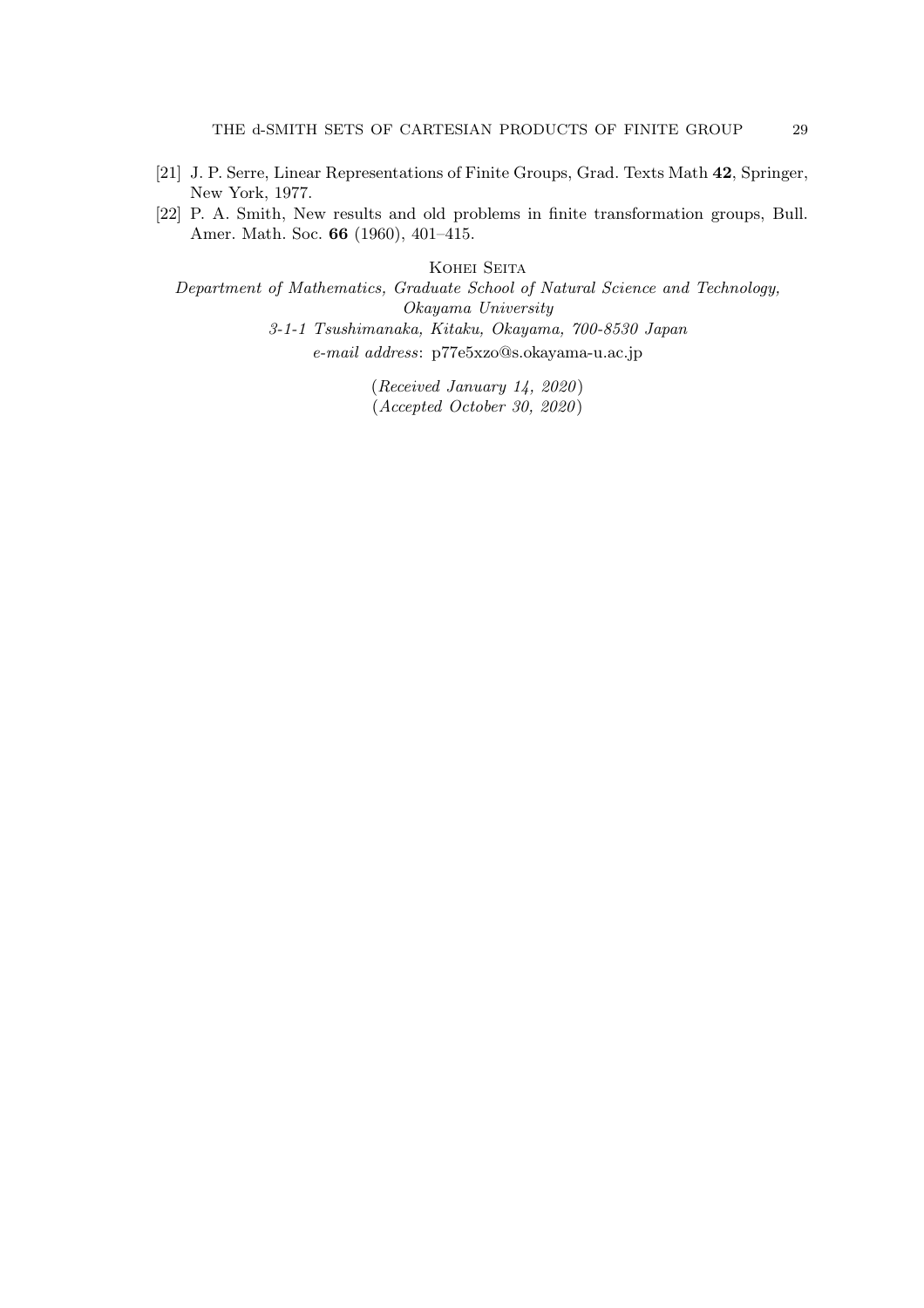[21] J. P. Serre, Linear Representations of Finite Groups, Grad. Texts Math **42**, Springer, New York, 1977.

[22] P. A. Smith, New results and old problems in finite transformation groups, Bull. Amer. Math. Soc. **66** (1960), 401–415.

Kohei Seita
*Department of Mathematics, Graduate School of Natural Science and Technology, Okayama University*
*3-1-1 Tsushimanaka, Kitaku, Okayama, 700-8530 Japan*
*e-mail address*: p77e5xzo@s.okayama-u.ac.jp

(*Received January 14, 2020*)
(*Accepted October 30, 2020*)